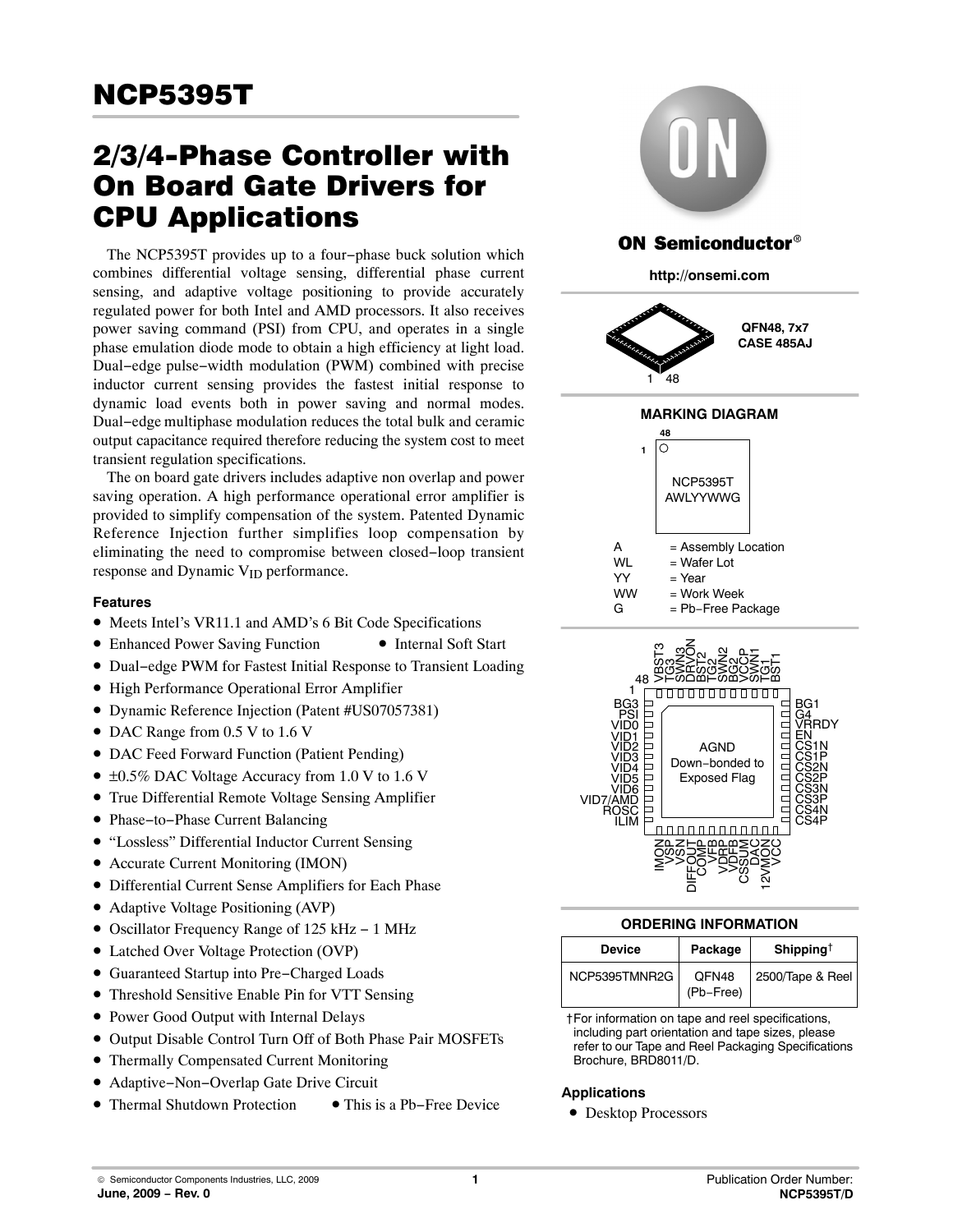# NCP5395T

## 2/3/4-Phase Controller with On Board Gate Drivers for CPU Applications

The NCP5395T provides up to a four−phase buck solution which combines differential voltage sensing, differential phase current sensing, and adaptive voltage positioning to provide accurately regulated power for both Intel and AMD processors. It also receives power saving command (PSI) from CPU, and operates in a single phase emulation diode mode to obtain a high efficiency at light load. Dual−edge pulse−width modulation (PWM) combined with precise inductor current sensing provides the fastest initial response to dynamic load events both in power saving and normal modes. Dual−edge multiphase modulation reduces the total bulk and ceramic output capacitance required therefore reducing the system cost to meet transient regulation specifications.

The on board gate drivers includes adaptive non overlap and power saving operation. A high performance operational error amplifier is provided to simplify compensation of the system. Patented Dynamic Reference Injection further simplifies loop compensation by eliminating the need to compromise between closed−loop transient response and Dynamic $V_{ID}$ performance.

### Features

- Meets Intel's VR11.1 and AMD's 6 Bit Code Specifications
- Enhanced Power Saving Function
- Internal Soft Start
- Dual−edge PWM for Fastest Initial Response to Transient Loading
- High Performance Operational Error Amplifier
- Dynamic Reference Injection (Patent #US07057381)
- DAC Range from 0.5 V to 1.6 V
- DAC Feed Forward Function (Patient Pending)
- ±0.5% DAC Voltage Accuracy from 1.0 V to 1.6 V
- True Differential Remote Voltage Sensing Amplifier
- Phase−to−Phase Current Balancing
- "Lossless" Differential Inductor Current Sensing
- Accurate Current Monitoring (IMON)
- Differential Current Sense Amplifiers for Each Phase
- Adaptive Voltage Positioning (AVP)
- Oscillator Frequency Range of 125 kHz − 1 MHz
- Latched Over Voltage Protection (OVP)
- Guaranteed Startup into Pre−Charged Loads
- Threshold Sensitive Enable Pin for VTT Sensing
- Power Good Output with Internal Delays
- Output Disable Control Turn Off of Both Phase Pair MOSFETs
- Thermally Compensated Current Monitoring
- Adaptive−Non−Overlap Gate Drive Circuit
- Thermal Shutdown Protection
- This is a Pb−Free Device

**ON Semiconductor®**

**http://onsemi.com**

**QFN48, 7x7**
**CASE 485AJ**

1 48

### MARKING DIAGRAM

48
1

NCP5395T
AWLYYWWG

A = Assembly Location
WL = Wafer Lot
YY = Year
WW = Work Week
G = Pb−Free Package

Top pins (48 → 37): VBST3, TG3, SWN3, DRVON, BST2, TG2, SWN2, BG2, VCCP, SWN1, TG1, BST1

Left pins (1 → 12): BG3, PSI, VID0, VID1, VID2, VID3, VID4, VID5, VID6, VID7/AMD, ROSC, ILIM

AGND
Down−bonded to
Exposed Flag

Right pins (36 → 25): BG1, G4, VRRDY, EN, CS1N, CS1P, CS2N, CS2P, CS3N, CS3P, CS4N, CS4P

Bottom pins (13 → 24): IMON, VSP, VSN, DIFFOUT, COMP, VFB, VDRP, VDFB, CSSUM, DAC, 12VMON, VCC

### ORDERING INFORMATION

| Device | Package | Shipping† |
| --- | --- | --- |
| NCP5395TMNR2G | QFN48 (Pb−Free) | 2500/Tape & Reel |

†For information on tape and reel specifications, including part orientation and tape sizes, please refer to our Tape and Reel Packaging Specifications Brochure, BRD8011/D.

### Applications

- Desktop Processors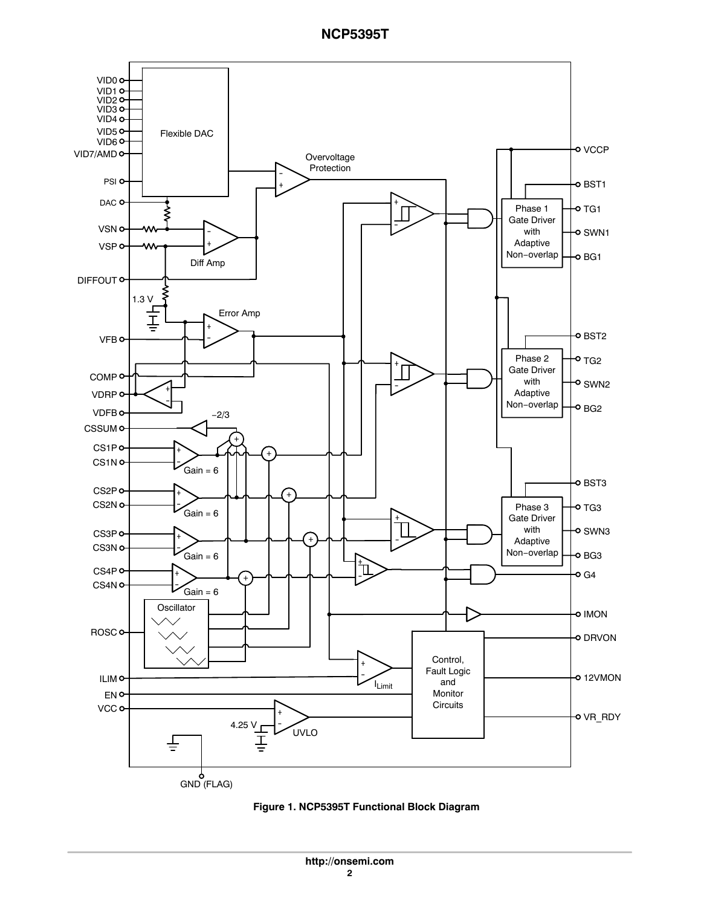Figure 1. NCP5395T Functional Block Diagram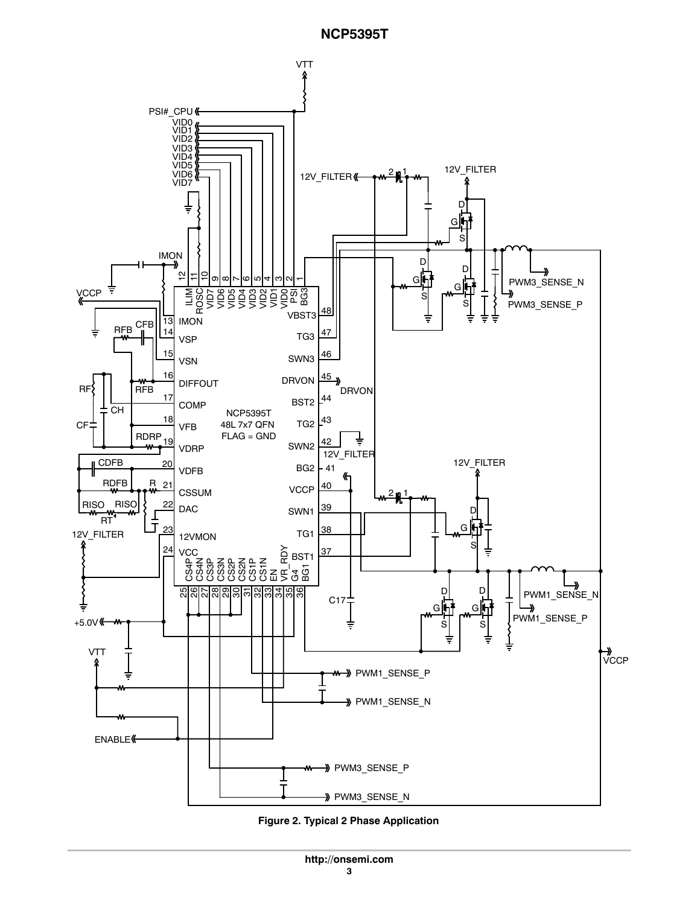**Figure 2. Typical 2 Phase Application**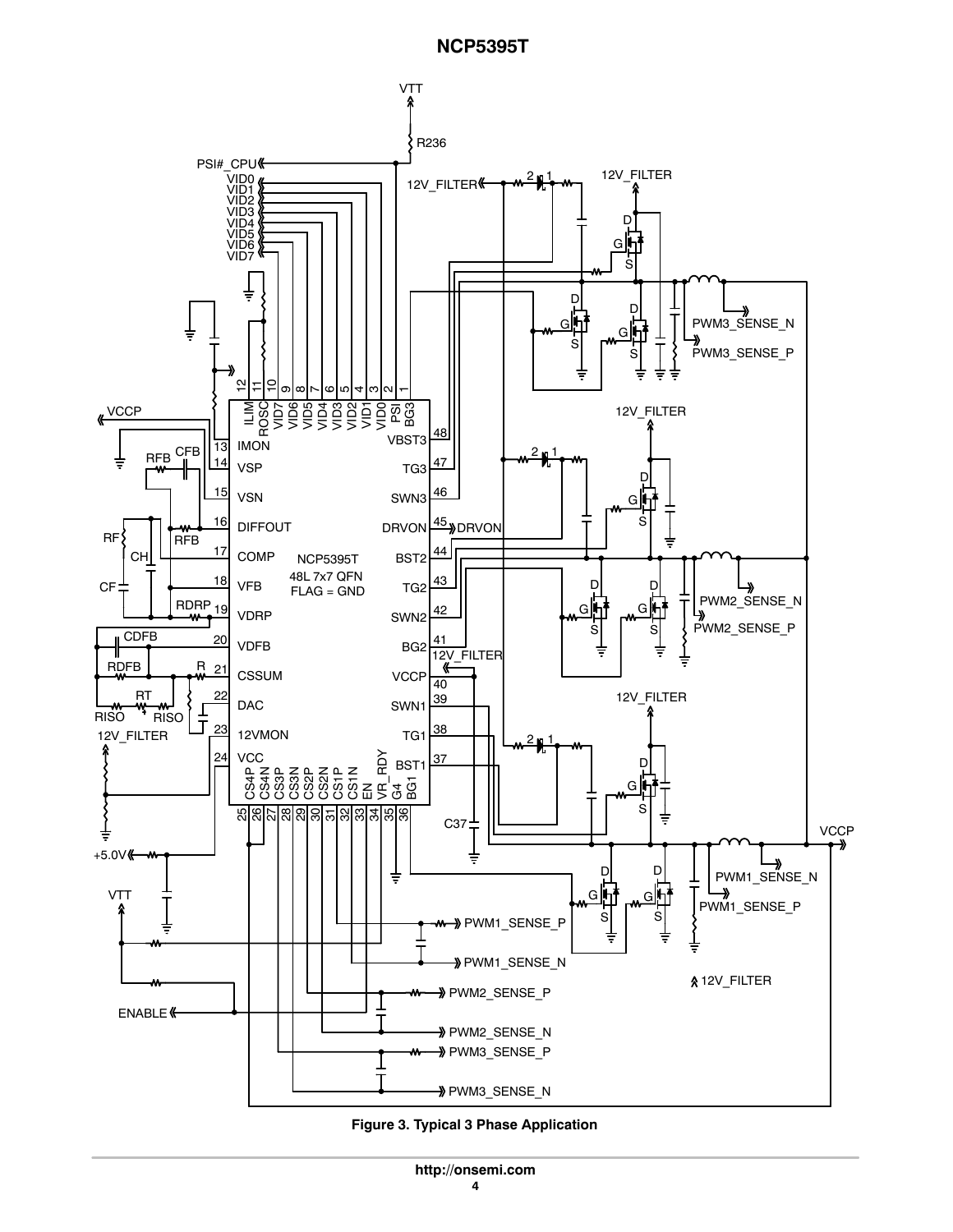Figure 3. Typical 3 Phase Application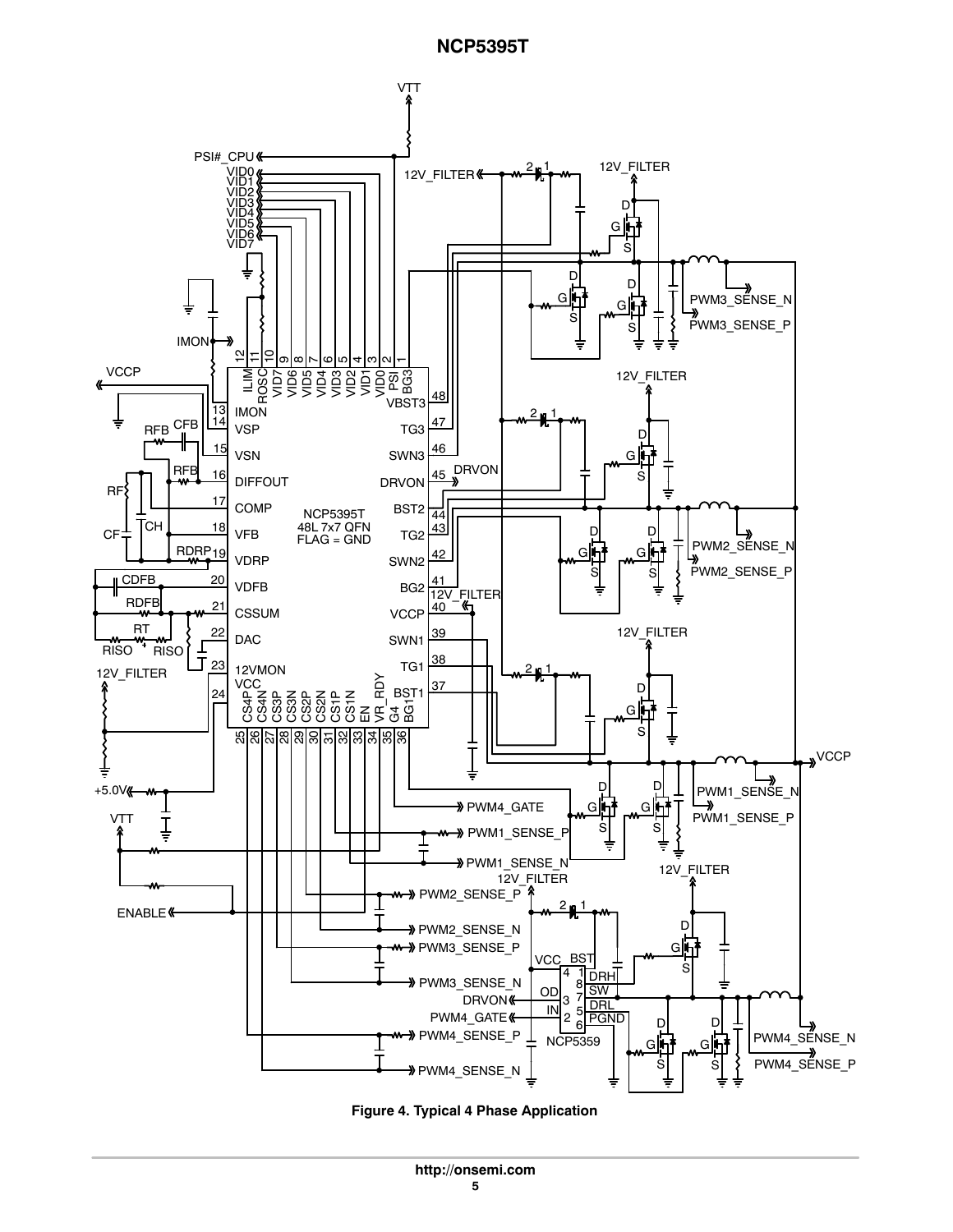**Figure 4. Typical 4 Phase Application**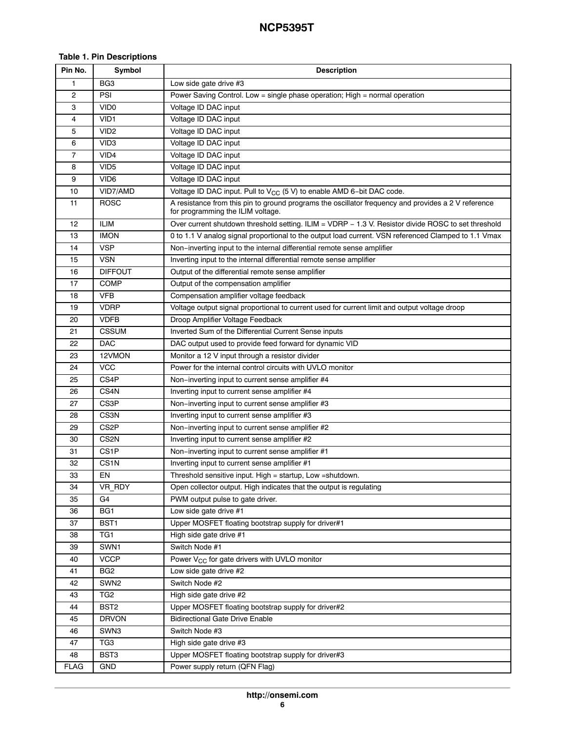**Table 1. Pin Descriptions**

| Pin No. | Symbol | Description |
|---|---|---|
| 1 | BG3 | Low side gate drive #3 |
| 2 | PSI | Power Saving Control. Low = single phase operation; High = normal operation |
| 3 | VID0 | Voltage ID DAC input |
| 4 | VID1 | Voltage ID DAC input |
| 5 | VID2 | Voltage ID DAC input |
| 6 | VID3 | Voltage ID DAC input |
| 7 | VID4 | Voltage ID DAC input |
| 8 | VID5 | Voltage ID DAC input |
| 9 | VID6 | Voltage ID DAC input |
| 10 | VID7/AMD | Voltage ID DAC input. Pull to $V_{CC}$ (5 V) to enable AMD 6−bit DAC code. |
| 11 | ROSC | A resistance from this pin to ground programs the oscillator frequency and provides a 2 V reference for programming the ILIM voltage. |
| 12 | ILIM | Over current shutdown threshold setting. ILIM = VDRP − 1.3 V. Resistor divide ROSC to set threshold |
| 13 | IMON | 0 to 1.1 V analog signal proportional to the output load current. VSN referenced Clamped to 1.1 Vmax |
| 14 | VSP | Non−inverting input to the internal differential remote sense amplifier |
| 15 | VSN | Inverting input to the internal differential remote sense amplifier |
| 16 | DIFFOUT | Output of the differential remote sense amplifier |
| 17 | COMP | Output of the compensation amplifier |
| 18 | VFB | Compensation amplifier voltage feedback |
| 19 | VDRP | Voltage output signal proportional to current used for current limit and output voltage droop |
| 20 | VDFB | Droop Amplifier Voltage Feedback |
| 21 | CSSUM | Inverted Sum of the Differential Current Sense inputs |
| 22 | DAC | DAC output used to provide feed forward for dynamic VID |
| 23 | 12VMON | Monitor a 12 V input through a resistor divider |
| 24 | VCC | Power for the internal control circuits with UVLO monitor |
| 25 | CS4P | Non−inverting input to current sense amplifier #4 |
| 26 | CS4N | Inverting input to current sense amplifier #4 |
| 27 | CS3P | Non−inverting input to current sense amplifier #3 |
| 28 | CS3N | Inverting input to current sense amplifier #3 |
| 29 | CS2P | Non−inverting input to current sense amplifier #2 |
| 30 | CS2N | Inverting input to current sense amplifier #2 |
| 31 | CS1P | Non−inverting input to current sense amplifier #1 |
| 32 | CS1N | Inverting input to current sense amplifier #1 |
| 33 | EN | Threshold sensitive input. High = startup, Low =shutdown. |
| 34 | VR_RDY | Open collector output. High indicates that the output is regulating |
| 35 | G4 | PWM output pulse to gate driver. |
| 36 | BG1 | Low side gate drive #1 |
| 37 | BST1 | Upper MOSFET floating bootstrap supply for driver#1 |
| 38 | TG1 | High side gate drive #1 |
| 39 | SWN1 | Switch Node #1 |
| 40 | VCCP | Power $V_{CC}$ for gate drivers with UVLO monitor |
| 41 | BG2 | Low side gate drive #2 |
| 42 | SWN2 | Switch Node #2 |
| 43 | TG2 | High side gate drive #2 |
| 44 | BST2 | Upper MOSFET floating bootstrap supply for driver#2 |
| 45 | DRVON | Bidirectional Gate Drive Enable |
| 46 | SWN3 | Switch Node #3 |
| 47 | TG3 | High side gate drive #3 |
| 48 | BST3 | Upper MOSFET floating bootstrap supply for driver#3 |
| FLAG | GND | Power supply return (QFN Flag) |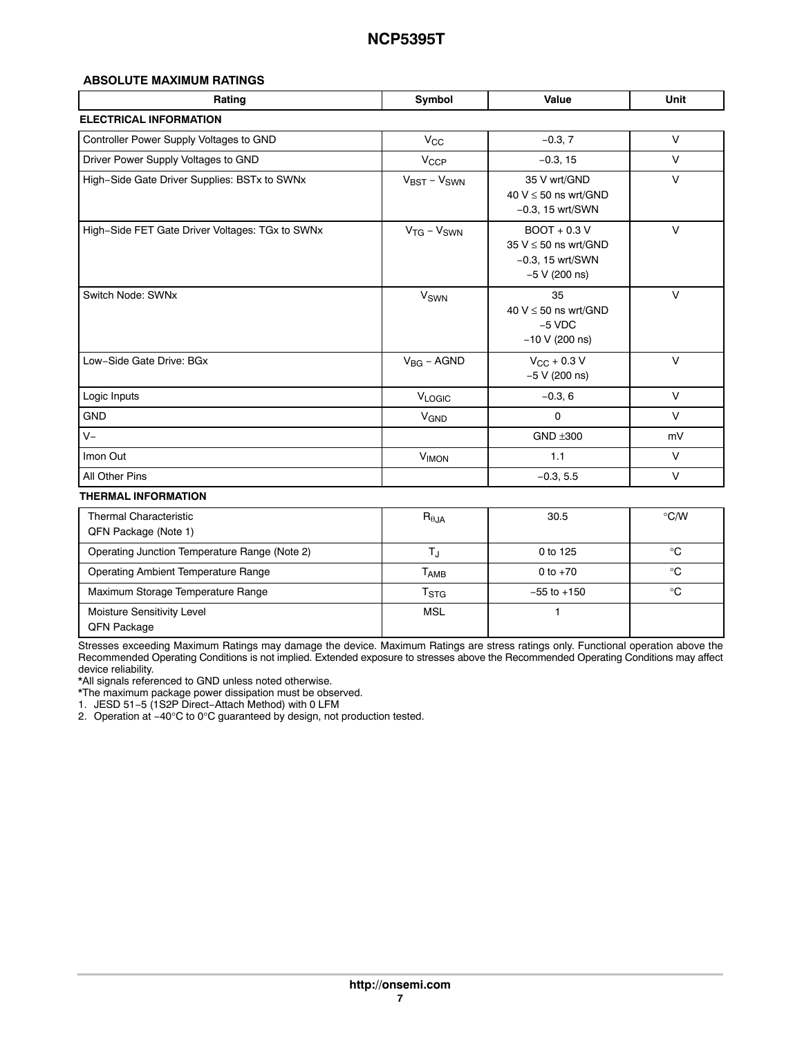## ABSOLUTE MAXIMUM RATINGS

| Rating | Symbol | Value | Unit |
|---|---|---|---|
| **ELECTRICAL INFORMATION** | | | |
| Controller Power Supply Voltages to GND | $V_{CC}$ | −0.3, 7 | V |
| Driver Power Supply Voltages to GND | $V_{CCP}$ | −0.3, 15 | V |
| High−Side Gate Driver Supplies: BSTx to SWNx | $V_{BST} - V_{SWN}$ | 35 V wrt/GND<br>40 V ≤ 50 ns wrt/GND<br>−0.3, 15 wrt/SWN | V |
| High−Side FET Gate Driver Voltages: TGx to SWNx | $V_{TG} - V_{SWN}$ | BOOT + 0.3 V<br>35 V ≤ 50 ns wrt/GND<br>−0.3, 15 wrt/SWN<br>−5 V (200 ns) | V |
| Switch Node: SWNx | $V_{SWN}$ | 35<br>40 V ≤ 50 ns wrt/GND<br>−5 VDC<br>−10 V (200 ns) | V |
| Low−Side Gate Drive: BGx | $V_{BG}$ − AGND | $V_{CC}$ + 0.3 V<br>−5 V (200 ns) | V |
| Logic Inputs | $V_{LOGIC}$ | −0.3, 6 | V |
| GND | $V_{GND}$ | 0 | V |
| V− | | GND ±300 | mV |
| Imon Out | $V_{IMON}$ | 1.1 | V |
| All Other Pins | | −0.3, 5.5 | V |
| **THERMAL INFORMATION** | | | |
| Thermal Characteristic<br>QFN Package (Note 1) | $R_{\theta JA}$ | 30.5 | °C/W |
| Operating Junction Temperature Range (Note 2) | $T_J$ | 0 to 125 | °C |
| Operating Ambient Temperature Range | $T_{AMB}$ | 0 to +70 | °C |
| Maximum Storage Temperature Range | $T_{STG}$ | −55 to +150 | °C |
| Moisture Sensitivity Level<br>QFN Package | MSL | 1 | |

Stresses exceeding Maximum Ratings may damage the device. Maximum Ratings are stress ratings only. Functional operation above the Recommended Operating Conditions is not implied. Extended exposure to stresses above the Recommended Operating Conditions may affect device reliability.

*All signals referenced to GND unless noted otherwise.

*The maximum package power dissipation must be observed.

1. JESD 51−5 (1S2P Direct−Attach Method) with 0 LFM
2. Operation at −40°C to 0°C guaranteed by design, not production tested.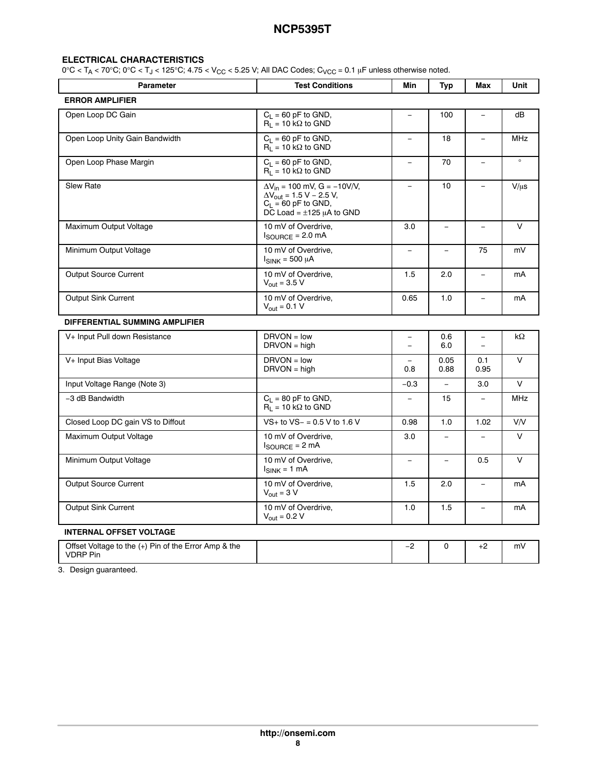## ELECTRICAL CHARACTERISTICS

0°C < $T_A$ < 70°C; 0°C < $T_J$ < 125°C; 4.75 < $V_{CC}$ < 5.25 V; All DAC Codes; $C_{VCC}$ = 0.1 μF unless otherwise noted.

| Parameter | Test Conditions | Min | Typ | Max | Unit |
|---|---|---|---|---|---|
| **ERROR AMPLIFIER** | | | | | |
| Open Loop DC Gain | $C_L$ = 60 pF to GND, $R_L$ = 10 kΩ to GND | – | 100 | – | dB |
| Open Loop Unity Gain Bandwidth | $C_L$ = 60 pF to GND, $R_L$ = 10 kΩ to GND | – | 18 | – | MHz |
| Open Loop Phase Margin | $C_L$ = 60 pF to GND, $R_L$ = 10 kΩ to GND | – | 70 | – | ° |
| Slew Rate | $\Delta V_{in}$ = 100 mV, G = −10V/V, $\Delta V_{out}$ = 1.5 V − 2.5 V, $C_L$ = 60 pF to GND, DC Load = ±125 μA to GND | – | 10 | – | V/μs |
| Maximum Output Voltage | 10 mV of Overdrive, $I_{SOURCE}$ = 2.0 mA | 3.0 | – | – | V |
| Minimum Output Voltage | 10 mV of Overdrive, $I_{SINK}$ = 500 μA | – | – | 75 | mV |
| Output Source Current | 10 mV of Overdrive, $V_{out}$ = 3.5 V | 1.5 | 2.0 | – | mA |
| Output Sink Current | 10 mV of Overdrive, $V_{out}$ = 0.1 V | 0.65 | 1.0 | – | mA |
| **DIFFERENTIAL SUMMING AMPLIFIER** | | | | | |
| V+ Input Pull down Resistance | DRVON = low<br>DRVON = high | –<br>– | 0.6<br>6.0 | –<br>– | kΩ |
| V+ Input Bias Voltage | DRVON = low<br>DRVON = high | –<br>0.8 | 0.05<br>0.88 | 0.1<br>0.95 | V |
| Input Voltage Range (Note 3) | | −0.3 | – | 3.0 | V |
| −3 dB Bandwidth | $C_L$ = 80 pF to GND, $R_L$ = 10 kΩ to GND | – | 15 | – | MHz |
| Closed Loop DC gain VS to Diffout | VS+ to VS− = 0.5 V to 1.6 V | 0.98 | 1.0 | 1.02 | V/V |
| Maximum Output Voltage | 10 mV of Overdrive, $I_{SOURCE}$ = 2 mA | 3.0 | – | – | V |
| Minimum Output Voltage | 10 mV of Overdrive, $I_{SINK}$ = 1 mA | – | – | 0.5 | V |
| Output Source Current | 10 mV of Overdrive, $V_{out}$ = 3 V | 1.5 | 2.0 | – | mA |
| Output Sink Current | 10 mV of Overdrive, $V_{out}$ = 0.2 V | 1.0 | 1.5 | – | mA |
| **INTERNAL OFFSET VOLTAGE** | | | | | |
| Offset Voltage to the (+) Pin of the Error Amp & the VDRP Pin | | −2 | 0 | +2 | mV |

3. Design guaranteed.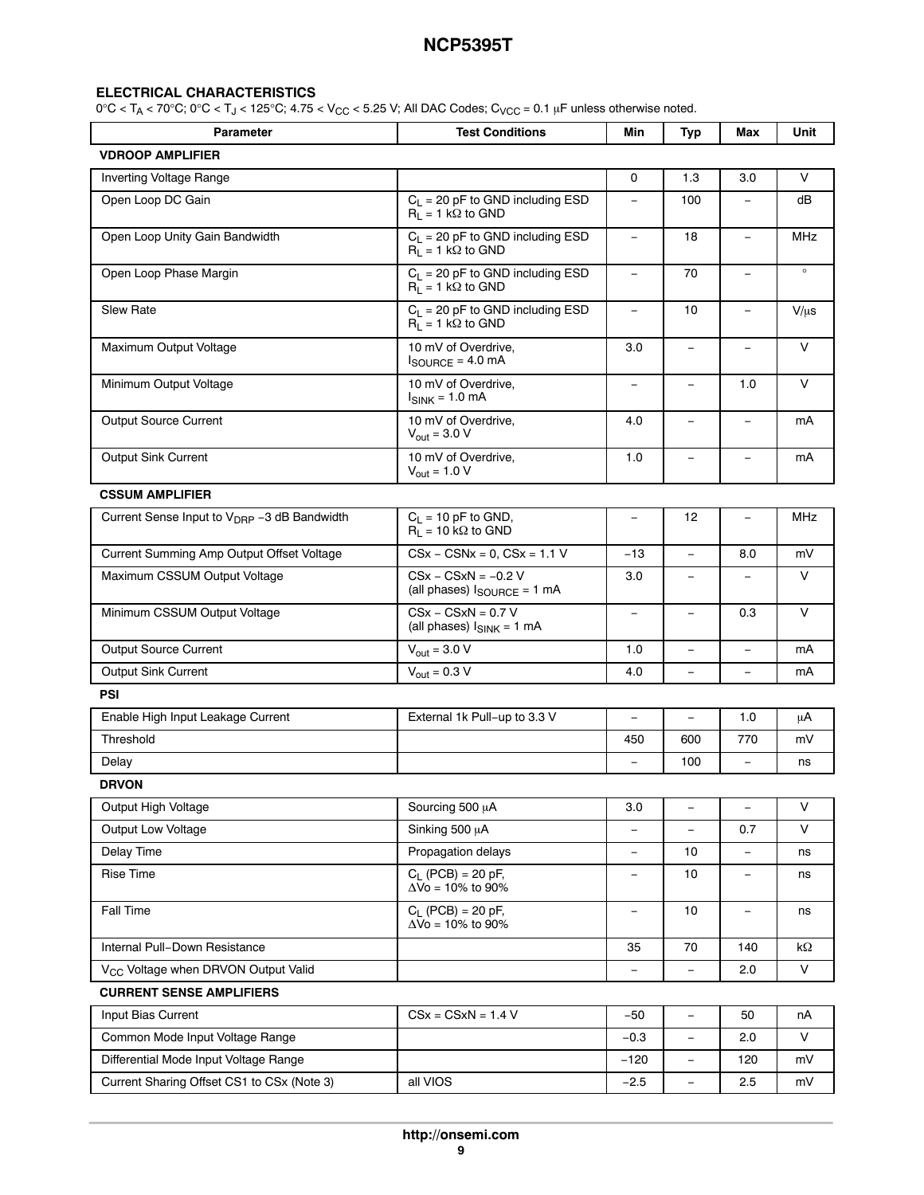## ELECTRICAL CHARACTERISTICS

0°C < $T_A$ < 70°C; 0°C < $T_J$ < 125°C; 4.75 < $V_{CC}$ < 5.25 V; All DAC Codes; $C_{VCC}$ = 0.1 μF unless otherwise noted.

| Parameter | Test Conditions | Min | Typ | Max | Unit |
|---|---|---|---|---|---|
| **VDROOP AMPLIFIER** | | | | | |
| Inverting Voltage Range | | 0 | 1.3 | 3.0 | V |
| Open Loop DC Gain | $C_L$ = 20 pF to GND including ESD $R_L$ = 1 kΩ to GND | – | 100 | – | dB |
| Open Loop Unity Gain Bandwidth | $C_L$ = 20 pF to GND including ESD $R_L$ = 1 kΩ to GND | – | 18 | – | MHz |
| Open Loop Phase Margin | $C_L$ = 20 pF to GND including ESD $R_L$ = 1 kΩ to GND | – | 70 | – | ° |
| Slew Rate | $C_L$ = 20 pF to GND including ESD $R_L$ = 1 kΩ to GND | – | 10 | – | V/μs |
| Maximum Output Voltage | 10 mV of Overdrive, $I_{SOURCE}$ = 4.0 mA | 3.0 | – | – | V |
| Minimum Output Voltage | 10 mV of Overdrive, $I_{SINK}$ = 1.0 mA | – | – | 1.0 | V |
| Output Source Current | 10 mV of Overdrive, $V_{out}$ = 3.0 V | 4.0 | – | – | mA |
| Output Sink Current | 10 mV of Overdrive, $V_{out}$ = 1.0 V | 1.0 | – | – | mA |
| **CSSUM AMPLIFIER** | | | | | |
| Current Sense Input to $V_{DRP}$ −3 dB Bandwidth | $C_L$ = 10 pF to GND, $R_L$ = 10 kΩ to GND | – | 12 | – | MHz |
| Current Summing Amp Output Offset Voltage | CSx − CSNx = 0, CSx = 1.1 V | −13 | – | 8.0 | mV |
| Maximum CSSUM Output Voltage | CSx − CSxN = −0.2 V (all phases) $I_{SOURCE}$ = 1 mA | 3.0 | – | – | V |
| Minimum CSSUM Output Voltage | CSx − CSxN = 0.7 V (all phases) $I_{SINK}$ = 1 mA | – | – | 0.3 | V |
| Output Source Current | $V_{out}$ = 3.0 V | 1.0 | – | – | mA |
| Output Sink Current | $V_{out}$ = 0.3 V | 4.0 | – | – | mA |
| **PSI** | | | | | |
| Enable High Input Leakage Current | External 1k Pull−up to 3.3 V | – | – | 1.0 | μA |
| Threshold | | 450 | 600 | 770 | mV |
| Delay | | – | 100 | – | ns |
| **DRVON** | | | | | |
| Output High Voltage | Sourcing 500 μA | 3.0 | – | – | V |
| Output Low Voltage | Sinking 500 μA | – | – | 0.7 | V |
| Delay Time | Propagation delays | – | 10 | – | ns |
| Rise Time | $C_L$ (PCB) = 20 pF, ΔVo = 10% to 90% | – | 10 | – | ns |
| Fall Time | $C_L$ (PCB) = 20 pF, ΔVo = 10% to 90% | – | 10 | – | ns |
| Internal Pull−Down Resistance | | 35 | 70 | 140 | kΩ |
| $V_{CC}$ Voltage when DRVON Output Valid | | – | – | 2.0 | V |
| **CURRENT SENSE AMPLIFIERS** | | | | | |
| Input Bias Current | CSx = CSxN = 1.4 V | −50 | – | 50 | nA |
| Common Mode Input Voltage Range | | −0.3 | – | 2.0 | V |
| Differential Mode Input Voltage Range | | −120 | – | 120 | mV |
| Current Sharing Offset CS1 to CSx (Note 3) | all VIOS | −2.5 | – | 2.5 | mV |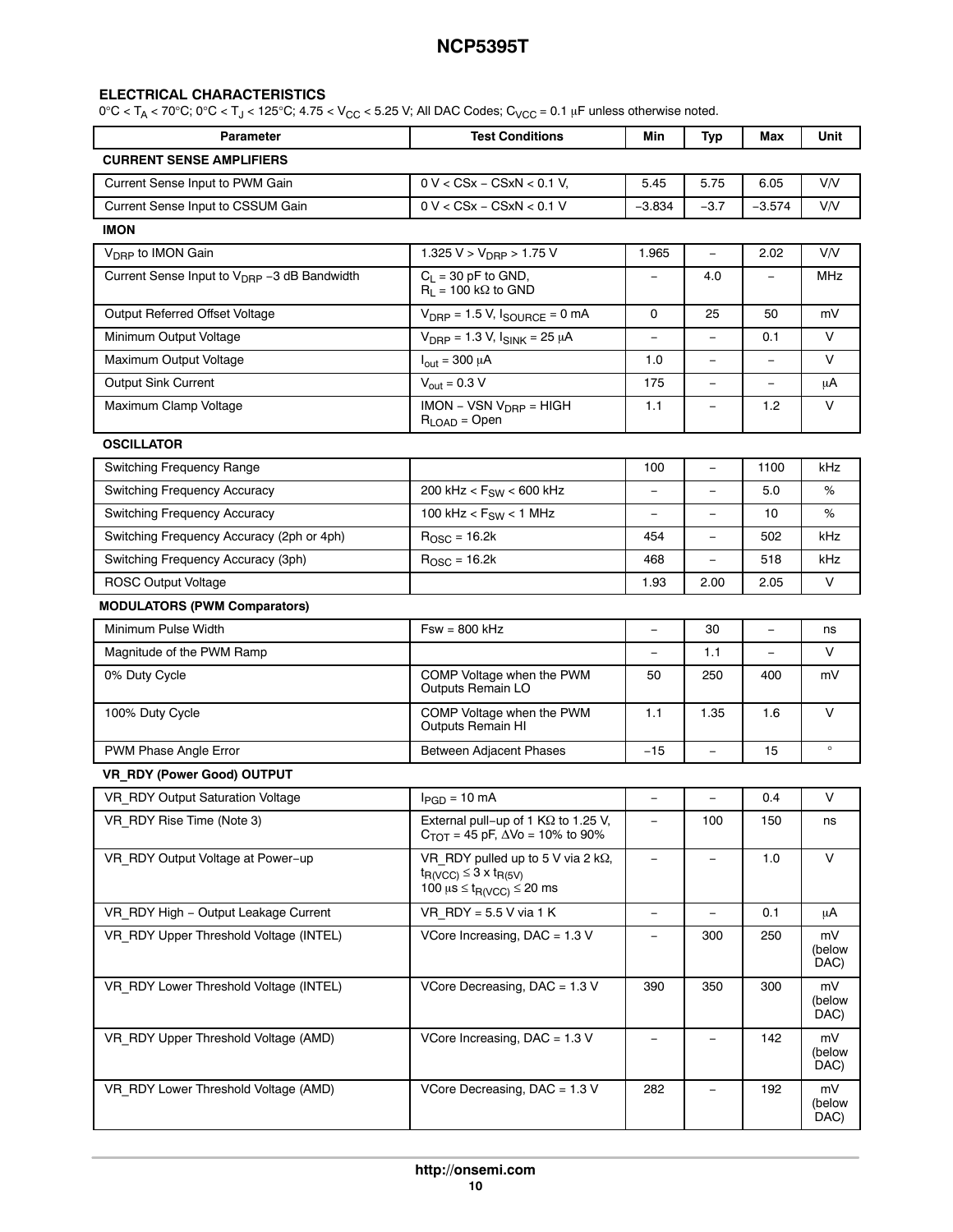## ELECTRICAL CHARACTERISTICS

$0°C < T_A < 70°C$; $0°C < T_J < 125°C$; $4.75 < V_{CC} < 5.25$ V; All DAC Codes; $C_{VCC} = 0.1$ μF unless otherwise noted.

| Parameter | Test Conditions | Min | Typ | Max | Unit |
|---|---|---|---|---|---|
| **CURRENT SENSE AMPLIFIERS** | | | | | |
| Current Sense Input to PWM Gain | 0 V < CSx − CSxN < 0.1 V, | 5.45 | 5.75 | 6.05 | V/V |
| Current Sense Input to CSSUM Gain | 0 V < CSx − CSxN < 0.1 V | −3.834 | −3.7 | −3.574 | V/V |
| **IMON** | | | | | |
| $V_{DRP}$ to IMON Gain | 1.325 V > $V_{DRP}$ > 1.75 V | 1.965 | − | 2.02 | V/V |
| Current Sense Input to $V_{DRP}$ −3 dB Bandwidth | $C_L$ = 30 pF to GND, $R_L$ = 100 kΩ to GND | − | 4.0 | − | MHz |
| Output Referred Offset Voltage | $V_{DRP}$ = 1.5 V, $I_{SOURCE}$ = 0 mA | 0 | 25 | 50 | mV |
| Minimum Output Voltage | $V_{DRP}$ = 1.3 V, $I_{SINK}$ = 25 μA | − | − | 0.1 | V |
| Maximum Output Voltage | $I_{out}$ = 300 μA | 1.0 | − | − | V |
| Output Sink Current | $V_{out}$ = 0.3 V | 175 | − | − | μA |
| Maximum Clamp Voltage | IMON − VSN $V_{DRP}$ = HIGH $R_{LOAD}$ = Open | 1.1 | − | 1.2 | V |
| **OSCILLATOR** | | | | | |
| Switching Frequency Range | | 100 | − | 1100 | kHz |
| Switching Frequency Accuracy | 200 kHz < $F_{SW}$ < 600 kHz | − | − | 5.0 | % |
| Switching Frequency Accuracy | 100 kHz < $F_{SW}$ < 1 MHz | − | − | 10 | % |
| Switching Frequency Accuracy (2ph or 4ph) | $R_{OSC}$ = 16.2k | 454 | − | 502 | kHz |
| Switching Frequency Accuracy (3ph) | $R_{OSC}$ = 16.2k | 468 | − | 518 | kHz |
| ROSC Output Voltage | | 1.93 | 2.00 | 2.05 | V |
| **MODULATORS (PWM Comparators)** | | | | | |
| Minimum Pulse Width | Fsw = 800 kHz | − | 30 | − | ns |
| Magnitude of the PWM Ramp | | − | 1.1 | − | V |
| 0% Duty Cycle | COMP Voltage when the PWM Outputs Remain LO | 50 | 250 | 400 | mV |
| 100% Duty Cycle | COMP Voltage when the PWM Outputs Remain HI | 1.1 | 1.35 | 1.6 | V |
| PWM Phase Angle Error | Between Adjacent Phases | −15 | − | 15 | ° |
| **VR_RDY (Power Good) OUTPUT** | | | | | |
| VR_RDY Output Saturation Voltage | $I_{PGD}$ = 10 mA | − | − | 0.4 | V |
| VR_RDY Rise Time (Note 3) | External pull−up of 1 KΩ to 1.25 V, $C_{TOT}$ = 45 pF, ΔVo = 10% to 90% | − | 100 | 150 | ns |
| VR_RDY Output Voltage at Power−up | VR_RDY pulled up to 5 V via 2 kΩ, $t_{R(VCC)} \leq 3 \times t_{R(5V)}$ 100 μs ≤ $t_{R(VCC)}$ ≤ 20 ms | − | − | 1.0 | V |
| VR_RDY High − Output Leakage Current | VR_RDY = 5.5 V via 1 K | − | − | 0.1 | μA |
| VR_RDY Upper Threshold Voltage (INTEL) | VCore Increasing, DAC = 1.3 V | − | 300 | 250 | mV (below DAC) |
| VR_RDY Lower Threshold Voltage (INTEL) | VCore Decreasing, DAC = 1.3 V | 390 | 350 | 300 | mV (below DAC) |
| VR_RDY Upper Threshold Voltage (AMD) | VCore Increasing, DAC = 1.3 V | − | − | 142 | mV (below DAC) |
| VR_RDY Lower Threshold Voltage (AMD) | VCore Decreasing, DAC = 1.3 V | 282 | − | 192 | mV (below DAC) |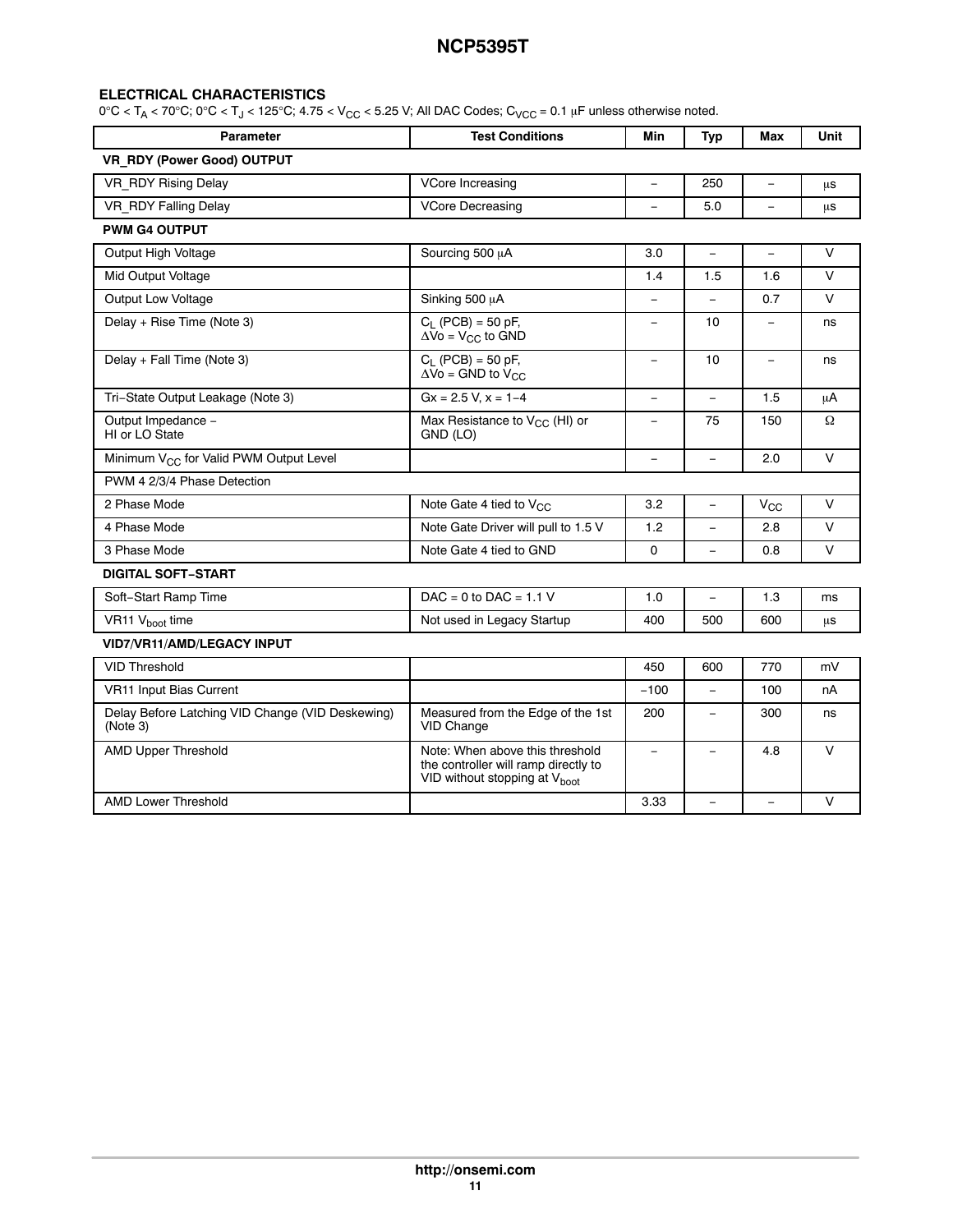## ELECTRICAL CHARACTERISTICS

0°C < $T_A$ < 70°C; 0°C < $T_J$ < 125°C; 4.75 < $V_{CC}$ < 5.25 V; All DAC Codes; $C_{VCC}$ = 0.1 μF unless otherwise noted.

| Parameter | Test Conditions | Min | Typ | Max | Unit |
|---|---|---|---|---|---|
| **VR_RDY (Power Good) OUTPUT** | | | | | |
| VR_RDY Rising Delay | VCore Increasing | – | 250 | – | μs |
| VR_RDY Falling Delay | VCore Decreasing | – | 5.0 | – | μs |
| **PWM G4 OUTPUT** | | | | | |
| Output High Voltage | Sourcing 500 μA | 3.0 | – | – | V |
| Mid Output Voltage | | 1.4 | 1.5 | 1.6 | V |
| Output Low Voltage | Sinking 500 μA | – | – | 0.7 | V |
| Delay + Rise Time (Note 3) | $C_L$ (PCB) = 50 pF, ΔVo = $V_{CC}$ to GND | – | 10 | – | ns |
| Delay + Fall Time (Note 3) | $C_L$ (PCB) = 50 pF, ΔVo = GND to $V_{CC}$ | – | 10 | – | ns |
| Tri−State Output Leakage (Note 3) | Gx = 2.5 V, x = 1−4 | – | – | 1.5 | μA |
| Output Impedance − HI or LO State | Max Resistance to $V_{CC}$ (HI) or GND (LO) | – | 75 | 150 | Ω |
| Minimum $V_{CC}$ for Valid PWM Output Level | | – | – | 2.0 | V |
| PWM 4 2/3/4 Phase Detection | | | | | |
| 2 Phase Mode | Note Gate 4 tied to $V_{CC}$ | 3.2 | – | $V_{CC}$ | V |
| 4 Phase Mode | Note Gate Driver will pull to 1.5 V | 1.2 | – | 2.8 | V |
| 3 Phase Mode | Note Gate 4 tied to GND | 0 | – | 0.8 | V |
| **DIGITAL SOFT−START** | | | | | |
| Soft−Start Ramp Time | DAC = 0 to DAC = 1.1 V | 1.0 | – | 1.3 | ms |
| VR11 $V_{boot}$ time | Not used in Legacy Startup | 400 | 500 | 600 | μs |
| **VID7/VR11/AMD/LEGACY INPUT** | | | | | |
| VID Threshold | | 450 | 600 | 770 | mV |
| VR11 Input Bias Current | | −100 | – | 100 | nA |
| Delay Before Latching VID Change (VID Deskewing) (Note 3) | Measured from the Edge of the 1st VID Change | 200 | – | 300 | ns |
| AMD Upper Threshold | Note: When above this threshold the controller will ramp directly to VID without stopping at $V_{boot}$ | – | – | 4.8 | V |
| AMD Lower Threshold | | 3.33 | – | – | V |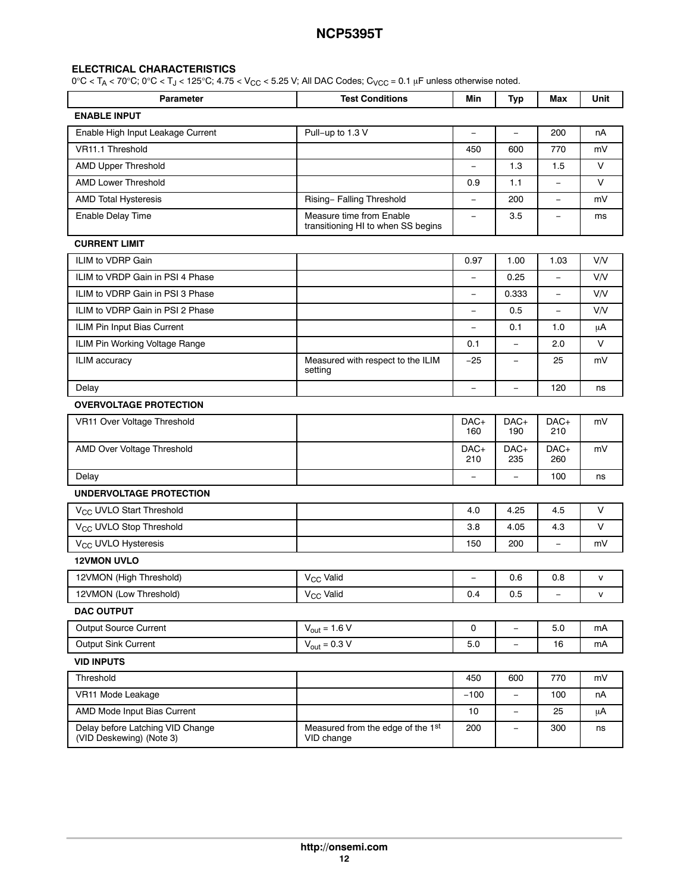## ELECTRICAL CHARACTERISTICS

$0°C < T_A < 70°C$; $0°C < T_J < 125°C$; $4.75 < V_{CC} < 5.25$ V; All DAC Codes; $C_{VCC} = 0.1$ μF unless otherwise noted.

| Parameter | Test Conditions | Min | Typ | Max | Unit |
|---|---|---|---|---|---|
| **ENABLE INPUT** | | | | | |
| Enable High Input Leakage Current | Pull−up to 1.3 V | – | – | 200 | nA |
| VR11.1 Threshold | | 450 | 600 | 770 | mV |
| AMD Upper Threshold | | – | 1.3 | 1.5 | V |
| AMD Lower Threshold | | 0.9 | 1.1 | – | V |
| AMD Total Hysteresis | Rising− Falling Threshold | – | 200 | – | mV |
| Enable Delay Time | Measure time from Enable transitioning HI to when SS begins | – | 3.5 | – | ms |
| **CURRENT LIMIT** | | | | | |
| ILIM to VDRP Gain | | 0.97 | 1.00 | 1.03 | V/V |
| ILIM to VRDP Gain in PSI 4 Phase | | – | 0.25 | – | V/V |
| ILIM to VDRP Gain in PSI 3 Phase | | – | 0.333 | – | V/V |
| ILIM to VDRP Gain in PSI 2 Phase | | – | 0.5 | – | V/V |
| ILIM Pin Input Bias Current | | – | 0.1 | 1.0 | μA |
| ILIM Pin Working Voltage Range | | 0.1 | – | 2.0 | V |
| ILIM accuracy | Measured with respect to the ILIM setting | −25 | – | 25 | mV |
| Delay | | – | – | 120 | ns |
| **OVERVOLTAGE PROTECTION** | | | | | |
| VR11 Over Voltage Threshold | | DAC+ 160 | DAC+ 190 | DAC+ 210 | mV |
| AMD Over Voltage Threshold | | DAC+ 210 | DAC+ 235 | DAC+ 260 | mV |
| Delay | | – | – | 100 | ns |
| **UNDERVOLTAGE PROTECTION** | | | | | |
| $V_{CC}$ UVLO Start Threshold | | 4.0 | 4.25 | 4.5 | V |
| $V_{CC}$ UVLO Stop Threshold | | 3.8 | 4.05 | 4.3 | V |
| $V_{CC}$ UVLO Hysteresis | | 150 | 200 | – | mV |
| **12VMON UVLO** | | | | | |
| 12VMON (High Threshold) | $V_{CC}$ Valid | – | 0.6 | 0.8 | v |
| 12VMON (Low Threshold) | $V_{CC}$ Valid | 0.4 | 0.5 | – | v |
| **DAC OUTPUT** | | | | | |
| Output Source Current | $V_{out} = 1.6$ V | 0 | – | 5.0 | mA |
| Output Sink Current | $V_{out} = 0.3$ V | 5.0 | – | 16 | mA |
| **VID INPUTS** | | | | | |
| Threshold | | 450 | 600 | 770 | mV |
| VR11 Mode Leakage | | −100 | – | 100 | nA |
| AMD Mode Input Bias Current | | 10 | – | 25 | μA |
| Delay before Latching VID Change (VID Deskewing) (Note 3) | Measured from the edge of the 1st VID change | 200 | – | 300 | ns |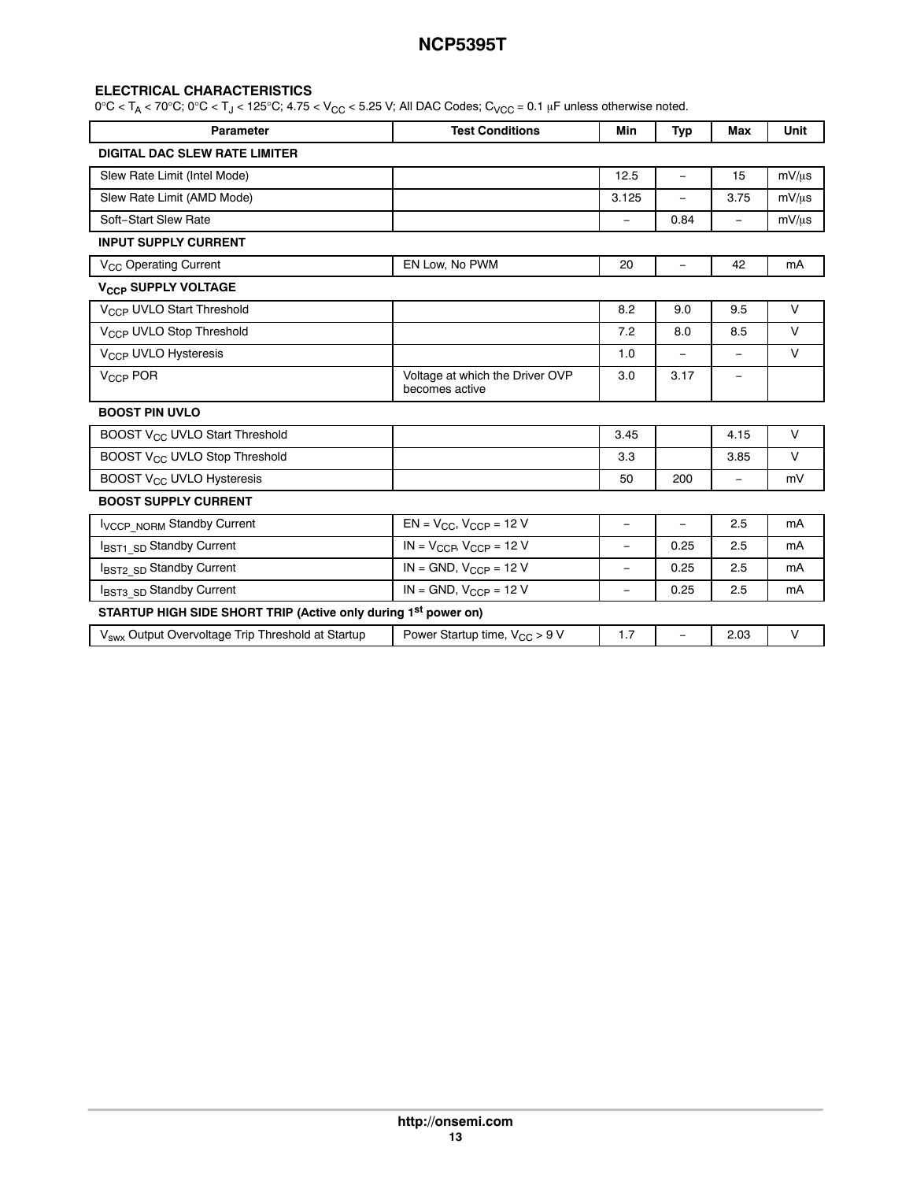## ELECTRICAL CHARACTERISTICS

0°C < $T_A$ < 70°C; 0°C < $T_J$ < 125°C; 4.75 < $V_{CC}$ < 5.25 V; All DAC Codes; $C_{VCC}$ = 0.1 μF unless otherwise noted.

| Parameter | Test Conditions | Min | Typ | Max | Unit |
|---|---|---|---|---|---|
| **DIGITAL DAC SLEW RATE LIMITER** | | | | | |
| Slew Rate Limit (Intel Mode) | | 12.5 | – | 15 | mV/μs |
| Slew Rate Limit (AMD Mode) | | 3.125 | – | 3.75 | mV/μs |
| Soft−Start Slew Rate | | – | 0.84 | – | mV/μs |
| **INPUT SUPPLY CURRENT** | | | | | |
| $V_{CC}$ Operating Current | EN Low, No PWM | 20 | – | 42 | mA |
| **$V_{CCP}$ SUPPLY VOLTAGE** | | | | | |
| $V_{CCP}$ UVLO Start Threshold | | 8.2 | 9.0 | 9.5 | V |
| $V_{CCP}$ UVLO Stop Threshold | | 7.2 | 8.0 | 8.5 | V |
| $V_{CCP}$ UVLO Hysteresis | | 1.0 | – | – | V |
| $V_{CCP}$ POR | Voltage at which the Driver OVP becomes active | 3.0 | 3.17 | – | |
| **BOOST PIN UVLO** | | | | | |
| BOOST $V_{CC}$ UVLO Start Threshold | | 3.45 | | 4.15 | V |
| BOOST $V_{CC}$ UVLO Stop Threshold | | 3.3 | | 3.85 | V |
| BOOST $V_{CC}$ UVLO Hysteresis | | 50 | 200 | – | mV |
| **BOOST SUPPLY CURRENT** | | | | | |
| $I_{VCCP\_NORM}$ Standby Current | EN = $V_{CC}$, $V_{CCP}$ = 12 V | – | – | 2.5 | mA |
| $I_{BST1\_SD}$ Standby Current | IN = $V_{CCP}$, $V_{CCP}$ = 12 V | – | 0.25 | 2.5 | mA |
| $I_{BST2\_SD}$ Standby Current | IN = GND, $V_{CCP}$ = 12 V | – | 0.25 | 2.5 | mA |
| $I_{BST3\_SD}$ Standby Current | IN = GND, $V_{CCP}$ = 12 V | – | 0.25 | 2.5 | mA |
| **STARTUP HIGH SIDE SHORT TRIP (Active only during 1st power on)** | | | | | |
| $V_{swx}$ Output Overvoltage Trip Threshold at Startup | Power Startup time, $V_{CC}$ > 9 V | 1.7 | – | 2.03 | V |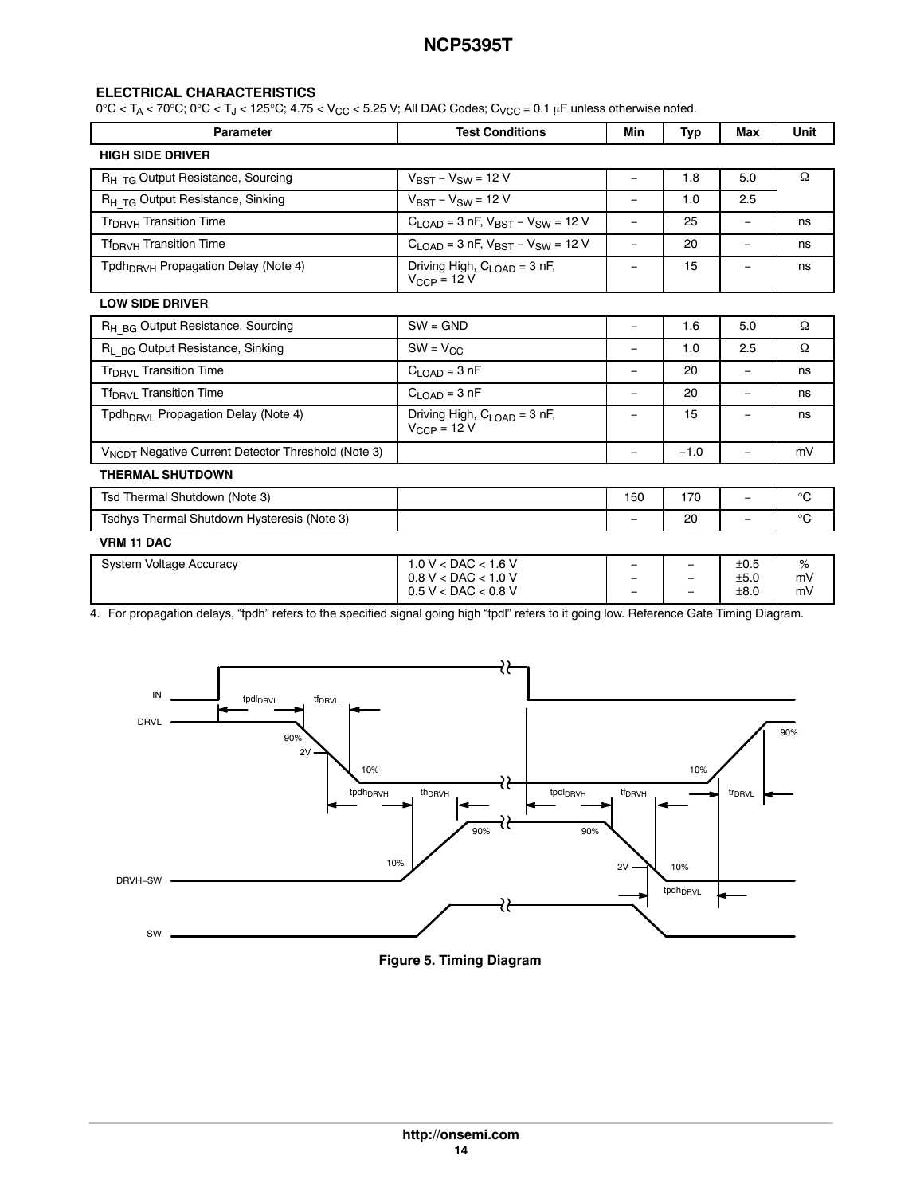## ELECTRICAL CHARACTERISTICS

0°C < $T_A$ < 70°C; 0°C < $T_J$ < 125°C; 4.75 < $V_{CC}$ < 5.25 V; All DAC Codes; $C_{VCC}$ = 0.1 μF unless otherwise noted.

| Parameter | Test Conditions | Min | Typ | Max | Unit |
|---|---|---|---|---|---|
| **HIGH SIDE DRIVER** | | | | | |
| $R_{H\_TG}$ Output Resistance, Sourcing | $V_{BST} - V_{SW}$ = 12 V | – | 1.8 | 5.0 | Ω |
| $R_{H\_TG}$ Output Resistance, Sinking | $V_{BST} - V_{SW}$ = 12 V | – | 1.0 | 2.5 | |
| $Tr_{DRVH}$ Transition Time | $C_{LOAD}$ = 3 nF, $V_{BST} - V_{SW}$ = 12 V | – | 25 | – | ns |
| $Tf_{DRVH}$ Transition Time | $C_{LOAD}$ = 3 nF, $V_{BST} - V_{SW}$ = 12 V | – | 20 | – | ns |
| $Tpdh_{DRVH}$ Propagation Delay (Note 4) | Driving High, $C_{LOAD}$ = 3 nF, $V_{CCP}$ = 12 V | – | 15 | – | ns |
| **LOW SIDE DRIVER** | | | | | |
| $R_{H\_BG}$ Output Resistance, Sourcing | SW = GND | – | 1.6 | 5.0 | Ω |
| $R_{L\_BG}$ Output Resistance, Sinking | SW = $V_{CC}$ | – | 1.0 | 2.5 | Ω |
| $Tr_{DRVL}$ Transition Time | $C_{LOAD}$ = 3 nF | – | 20 | – | ns |
| $Tf_{DRVL}$ Transition Time | $C_{LOAD}$ = 3 nF | – | 20 | – | ns |
| $Tpdh_{DRVL}$ Propagation Delay (Note 4) | Driving High, $C_{LOAD}$ = 3 nF, $V_{CCP}$ = 12 V | – | 15 | – | ns |
| $V_{NCDT}$ Negative Current Detector Threshold (Note 3) | | – | −1.0 | – | mV |
| **THERMAL SHUTDOWN** | | | | | |
| Tsd Thermal Shutdown (Note 3) | | 150 | 170 | – | °C |
| Tsdhys Thermal Shutdown Hysteresis (Note 3) | | – | 20 | – | °C |
| **VRM 11 DAC** | | | | | |
| System Voltage Accuracy | 1.0 V < DAC < 1.6 V<br>0.8 V < DAC < 1.0 V<br>0.5 V < DAC < 0.8 V | –<br>–<br>– | –<br>–<br>– | ±0.5<br>±5.0<br>±8.0 | %<br>mV<br>mV |

4. For propagation delays, "tpdh" refers to the specified signal going high "tpdl" refers to it going low. Reference Gate Timing Diagram.

**Figure 5. Timing Diagram**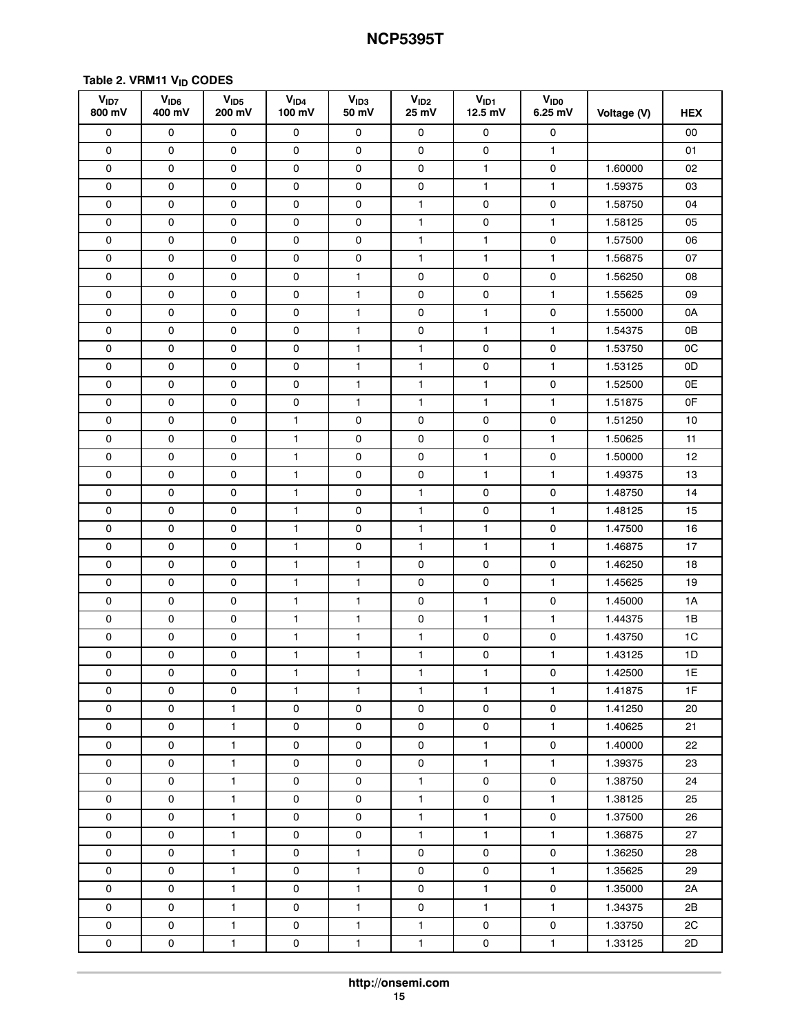**Table 2. VRM11 $V_{ID}$ CODES**

| $V_{ID7}$ 800 mV | $V_{ID6}$ 400 mV | $V_{ID5}$ 200 mV | $V_{ID4}$ 100 mV | $V_{ID3}$ 50 mV | $V_{ID2}$ 25 mV | $V_{ID1}$ 12.5 mV | $V_{ID0}$ 6.25 mV | Voltage (V) | HEX |
|---|---|---|---|---|---|---|---|---|---|
| 0 | 0 | 0 | 0 | 0 | 0 | 0 | 0 | | 00 |
| 0 | 0 | 0 | 0 | 0 | 0 | 0 | 1 | | 01 |
| 0 | 0 | 0 | 0 | 0 | 0 | 1 | 0 | 1.60000 | 02 |
| 0 | 0 | 0 | 0 | 0 | 0 | 1 | 1 | 1.59375 | 03 |
| 0 | 0 | 0 | 0 | 0 | 1 | 0 | 0 | 1.58750 | 04 |
| 0 | 0 | 0 | 0 | 0 | 1 | 0 | 1 | 1.58125 | 05 |
| 0 | 0 | 0 | 0 | 0 | 1 | 1 | 0 | 1.57500 | 06 |
| 0 | 0 | 0 | 0 | 0 | 1 | 1 | 1 | 1.56875 | 07 |
| 0 | 0 | 0 | 0 | 1 | 0 | 0 | 0 | 1.56250 | 08 |
| 0 | 0 | 0 | 0 | 1 | 0 | 0 | 1 | 1.55625 | 09 |
| 0 | 0 | 0 | 0 | 1 | 0 | 1 | 0 | 1.55000 | 0A |
| 0 | 0 | 0 | 0 | 1 | 0 | 1 | 1 | 1.54375 | 0B |
| 0 | 0 | 0 | 0 | 1 | 1 | 0 | 0 | 1.53750 | 0C |
| 0 | 0 | 0 | 0 | 1 | 1 | 0 | 1 | 1.53125 | 0D |
| 0 | 0 | 0 | 0 | 1 | 1 | 1 | 0 | 1.52500 | 0E |
| 0 | 0 | 0 | 0 | 1 | 1 | 1 | 1 | 1.51875 | 0F |
| 0 | 0 | 0 | 1 | 0 | 0 | 0 | 0 | 1.51250 | 10 |
| 0 | 0 | 0 | 1 | 0 | 0 | 0 | 1 | 1.50625 | 11 |
| 0 | 0 | 0 | 1 | 0 | 0 | 1 | 0 | 1.50000 | 12 |
| 0 | 0 | 0 | 1 | 0 | 0 | 1 | 1 | 1.49375 | 13 |
| 0 | 0 | 0 | 1 | 0 | 1 | 0 | 0 | 1.48750 | 14 |
| 0 | 0 | 0 | 1 | 0 | 1 | 0 | 1 | 1.48125 | 15 |
| 0 | 0 | 0 | 1 | 0 | 1 | 1 | 0 | 1.47500 | 16 |
| 0 | 0 | 0 | 1 | 0 | 1 | 1 | 1 | 1.46875 | 17 |
| 0 | 0 | 0 | 1 | 1 | 0 | 0 | 0 | 1.46250 | 18 |
| 0 | 0 | 0 | 1 | 1 | 0 | 0 | 1 | 1.45625 | 19 |
| 0 | 0 | 0 | 1 | 1 | 0 | 1 | 0 | 1.45000 | 1A |
| 0 | 0 | 0 | 1 | 1 | 0 | 1 | 1 | 1.44375 | 1B |
| 0 | 0 | 0 | 1 | 1 | 1 | 0 | 0 | 1.43750 | 1C |
| 0 | 0 | 0 | 1 | 1 | 1 | 0 | 1 | 1.43125 | 1D |
| 0 | 0 | 0 | 1 | 1 | 1 | 1 | 0 | 1.42500 | 1E |
| 0 | 0 | 0 | 1 | 1 | 1 | 1 | 1 | 1.41875 | 1F |
| 0 | 0 | 1 | 0 | 0 | 0 | 0 | 0 | 1.41250 | 20 |
| 0 | 0 | 1 | 0 | 0 | 0 | 0 | 1 | 1.40625 | 21 |
| 0 | 0 | 1 | 0 | 0 | 0 | 1 | 0 | 1.40000 | 22 |
| 0 | 0 | 1 | 0 | 0 | 0 | 1 | 1 | 1.39375 | 23 |
| 0 | 0 | 1 | 0 | 0 | 1 | 0 | 0 | 1.38750 | 24 |
| 0 | 0 | 1 | 0 | 0 | 1 | 0 | 1 | 1.38125 | 25 |
| 0 | 0 | 1 | 0 | 0 | 1 | 1 | 0 | 1.37500 | 26 |
| 0 | 0 | 1 | 0 | 0 | 1 | 1 | 1 | 1.36875 | 27 |
| 0 | 0 | 1 | 0 | 1 | 0 | 0 | 0 | 1.36250 | 28 |
| 0 | 0 | 1 | 0 | 1 | 0 | 0 | 1 | 1.35625 | 29 |
| 0 | 0 | 1 | 0 | 1 | 0 | 1 | 0 | 1.35000 | 2A |
| 0 | 0 | 1 | 0 | 1 | 0 | 1 | 1 | 1.34375 | 2B |
| 0 | 0 | 1 | 0 | 1 | 1 | 0 | 0 | 1.33750 | 2C |
| 0 | 0 | 1 | 0 | 1 | 1 | 0 | 1 | 1.33125 | 2D |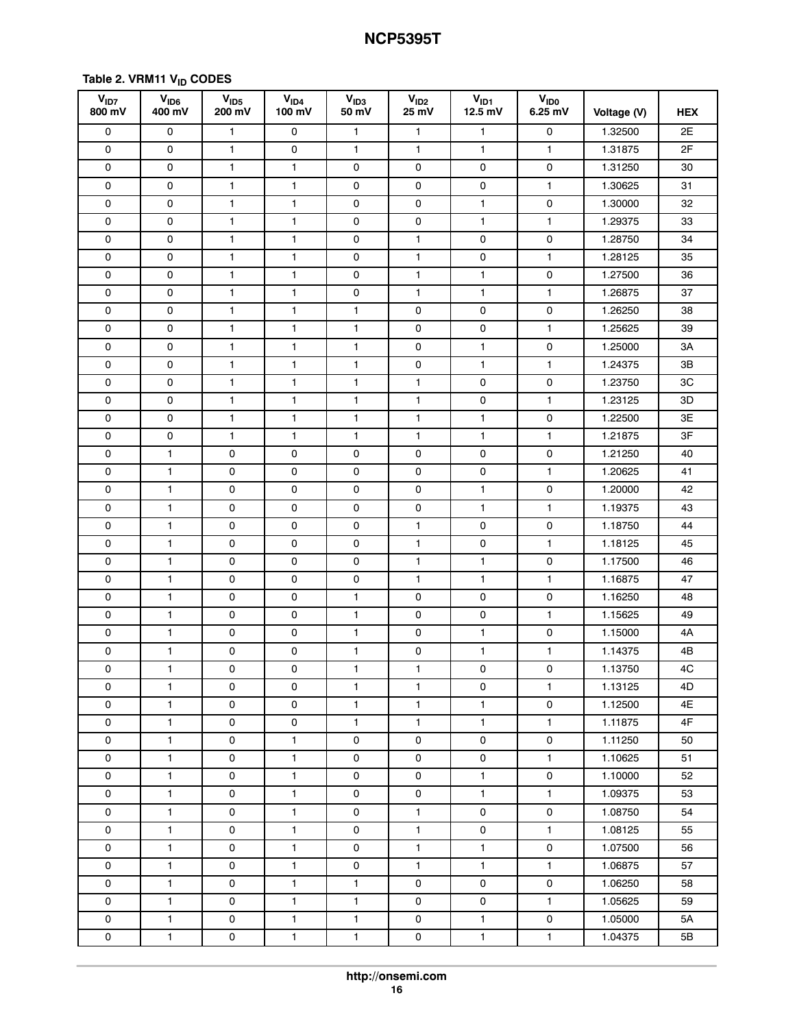**Table 2. VRM11 $V_{ID}$ CODES**

| $V_{ID7}$ 800 mV | $V_{ID6}$ 400 mV | $V_{ID5}$ 200 mV | $V_{ID4}$ 100 mV | $V_{ID3}$ 50 mV | $V_{ID2}$ 25 mV | $V_{ID1}$ 12.5 mV | $V_{ID0}$ 6.25 mV | Voltage (V) | HEX |
|---|---|---|---|---|---|---|---|---|---|
| 0 | 0 | 1 | 0 | 1 | 1 | 1 | 0 | 1.32500 | 2E |
| 0 | 0 | 1 | 0 | 1 | 1 | 1 | 1 | 1.31875 | 2F |
| 0 | 0 | 1 | 1 | 0 | 0 | 0 | 0 | 1.31250 | 30 |
| 0 | 0 | 1 | 1 | 0 | 0 | 0 | 1 | 1.30625 | 31 |
| 0 | 0 | 1 | 1 | 0 | 0 | 1 | 0 | 1.30000 | 32 |
| 0 | 0 | 1 | 1 | 0 | 0 | 1 | 1 | 1.29375 | 33 |
| 0 | 0 | 1 | 1 | 0 | 1 | 0 | 0 | 1.28750 | 34 |
| 0 | 0 | 1 | 1 | 0 | 1 | 0 | 1 | 1.28125 | 35 |
| 0 | 0 | 1 | 1 | 0 | 1 | 1 | 0 | 1.27500 | 36 |
| 0 | 0 | 1 | 1 | 0 | 1 | 1 | 1 | 1.26875 | 37 |
| 0 | 0 | 1 | 1 | 1 | 0 | 0 | 0 | 1.26250 | 38 |
| 0 | 0 | 1 | 1 | 1 | 0 | 0 | 1 | 1.25625 | 39 |
| 0 | 0 | 1 | 1 | 1 | 0 | 1 | 0 | 1.25000 | 3A |
| 0 | 0 | 1 | 1 | 1 | 0 | 1 | 1 | 1.24375 | 3B |
| 0 | 0 | 1 | 1 | 1 | 1 | 0 | 0 | 1.23750 | 3C |
| 0 | 0 | 1 | 1 | 1 | 1 | 0 | 1 | 1.23125 | 3D |
| 0 | 0 | 1 | 1 | 1 | 1 | 1 | 0 | 1.22500 | 3E |
| 0 | 0 | 1 | 1 | 1 | 1 | 1 | 1 | 1.21875 | 3F |
| 0 | 1 | 0 | 0 | 0 | 0 | 0 | 0 | 1.21250 | 40 |
| 0 | 1 | 0 | 0 | 0 | 0 | 0 | 1 | 1.20625 | 41 |
| 0 | 1 | 0 | 0 | 0 | 0 | 1 | 0 | 1.20000 | 42 |
| 0 | 1 | 0 | 0 | 0 | 0 | 1 | 1 | 1.19375 | 43 |
| 0 | 1 | 0 | 0 | 0 | 1 | 0 | 0 | 1.18750 | 44 |
| 0 | 1 | 0 | 0 | 0 | 1 | 0 | 1 | 1.18125 | 45 |
| 0 | 1 | 0 | 0 | 0 | 1 | 1 | 0 | 1.17500 | 46 |
| 0 | 1 | 0 | 0 | 0 | 1 | 1 | 1 | 1.16875 | 47 |
| 0 | 1 | 0 | 0 | 1 | 0 | 0 | 0 | 1.16250 | 48 |
| 0 | 1 | 0 | 0 | 1 | 0 | 0 | 1 | 1.15625 | 49 |
| 0 | 1 | 0 | 0 | 1 | 0 | 1 | 0 | 1.15000 | 4A |
| 0 | 1 | 0 | 0 | 1 | 0 | 1 | 1 | 1.14375 | 4B |
| 0 | 1 | 0 | 0 | 1 | 1 | 0 | 0 | 1.13750 | 4C |
| 0 | 1 | 0 | 0 | 1 | 1 | 0 | 1 | 1.13125 | 4D |
| 0 | 1 | 0 | 0 | 1 | 1 | 1 | 0 | 1.12500 | 4E |
| 0 | 1 | 0 | 0 | 1 | 1 | 1 | 1 | 1.11875 | 4F |
| 0 | 1 | 0 | 1 | 0 | 0 | 0 | 0 | 1.11250 | 50 |
| 0 | 1 | 0 | 1 | 0 | 0 | 0 | 1 | 1.10625 | 51 |
| 0 | 1 | 0 | 1 | 0 | 0 | 1 | 0 | 1.10000 | 52 |
| 0 | 1 | 0 | 1 | 0 | 0 | 1 | 1 | 1.09375 | 53 |
| 0 | 1 | 0 | 1 | 0 | 1 | 0 | 0 | 1.08750 | 54 |
| 0 | 1 | 0 | 1 | 0 | 1 | 0 | 1 | 1.08125 | 55 |
| 0 | 1 | 0 | 1 | 0 | 1 | 1 | 0 | 1.07500 | 56 |
| 0 | 1 | 0 | 1 | 0 | 1 | 1 | 1 | 1.06875 | 57 |
| 0 | 1 | 0 | 1 | 1 | 0 | 0 | 0 | 1.06250 | 58 |
| 0 | 1 | 0 | 1 | 1 | 0 | 0 | 1 | 1.05625 | 59 |
| 0 | 1 | 0 | 1 | 1 | 0 | 1 | 0 | 1.05000 | 5A |
| 0 | 1 | 0 | 1 | 1 | 0 | 1 | 1 | 1.04375 | 5B |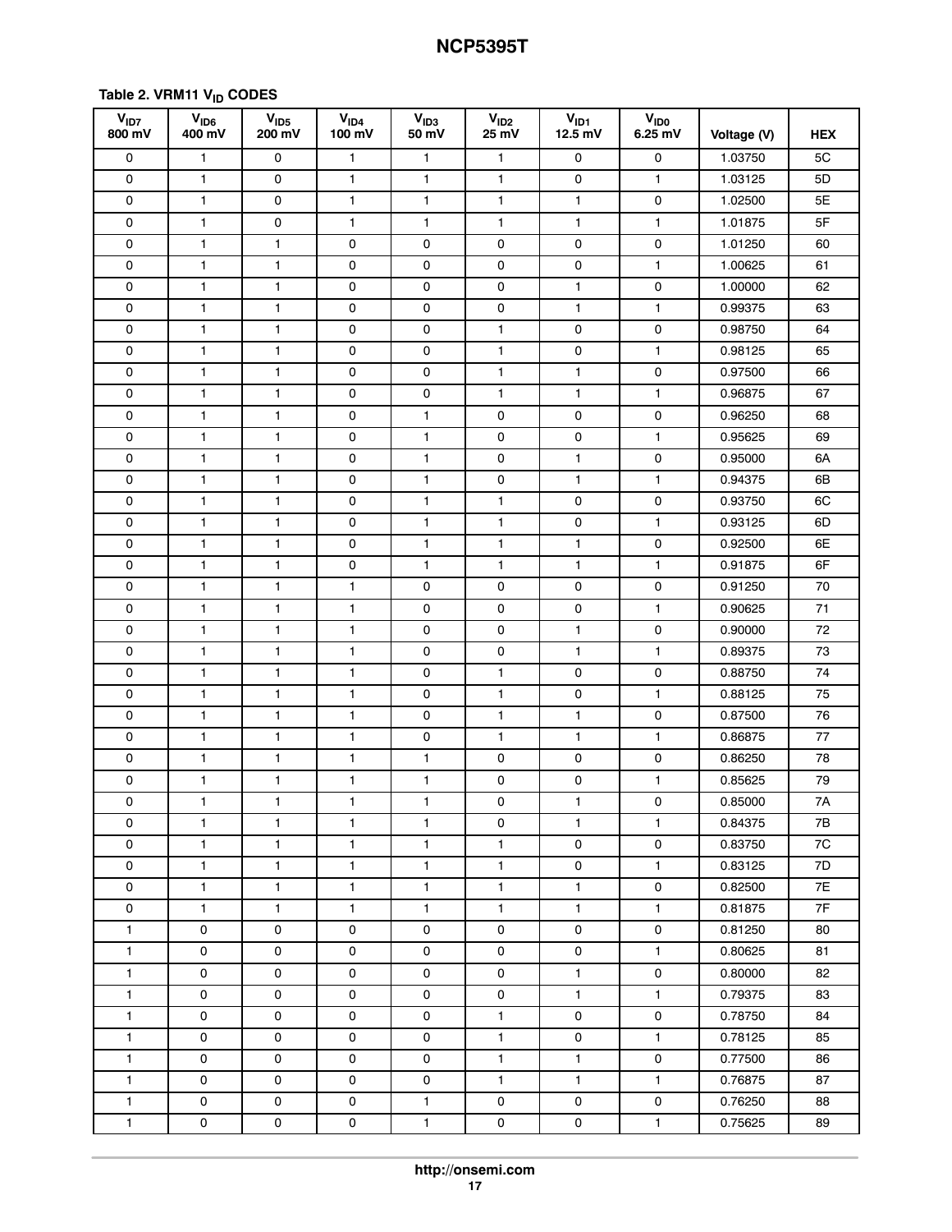**Table 2. VRM11 $V_{ID}$ CODES**

| $V_{ID7}$ 800 mV | $V_{ID6}$ 400 mV | $V_{ID5}$ 200 mV | $V_{ID4}$ 100 mV | $V_{ID3}$ 50 mV | $V_{ID2}$ 25 mV | $V_{ID1}$ 12.5 mV | $V_{ID0}$ 6.25 mV | Voltage (V) | HEX |
|---|---|---|---|---|---|---|---|---|---|
| 0 | 1 | 0 | 1 | 1 | 1 | 0 | 0 | 1.03750 | 5C |
| 0 | 1 | 0 | 1 | 1 | 1 | 0 | 1 | 1.03125 | 5D |
| 0 | 1 | 0 | 1 | 1 | 1 | 1 | 0 | 1.02500 | 5E |
| 0 | 1 | 0 | 1 | 1 | 1 | 1 | 1 | 1.01875 | 5F |
| 0 | 1 | 1 | 0 | 0 | 0 | 0 | 0 | 1.01250 | 60 |
| 0 | 1 | 1 | 0 | 0 | 0 | 0 | 1 | 1.00625 | 61 |
| 0 | 1 | 1 | 0 | 0 | 0 | 1 | 0 | 1.00000 | 62 |
| 0 | 1 | 1 | 0 | 0 | 0 | 1 | 1 | 0.99375 | 63 |
| 0 | 1 | 1 | 0 | 0 | 1 | 0 | 0 | 0.98750 | 64 |
| 0 | 1 | 1 | 0 | 0 | 1 | 0 | 1 | 0.98125 | 65 |
| 0 | 1 | 1 | 0 | 0 | 1 | 1 | 0 | 0.97500 | 66 |
| 0 | 1 | 1 | 0 | 0 | 1 | 1 | 1 | 0.96875 | 67 |
| 0 | 1 | 1 | 0 | 1 | 0 | 0 | 0 | 0.96250 | 68 |
| 0 | 1 | 1 | 0 | 1 | 0 | 0 | 1 | 0.95625 | 69 |
| 0 | 1 | 1 | 0 | 1 | 0 | 1 | 0 | 0.95000 | 6A |
| 0 | 1 | 1 | 0 | 1 | 0 | 1 | 1 | 0.94375 | 6B |
| 0 | 1 | 1 | 0 | 1 | 1 | 0 | 0 | 0.93750 | 6C |
| 0 | 1 | 1 | 0 | 1 | 1 | 0 | 1 | 0.93125 | 6D |
| 0 | 1 | 1 | 0 | 1 | 1 | 1 | 0 | 0.92500 | 6E |
| 0 | 1 | 1 | 0 | 1 | 1 | 1 | 1 | 0.91875 | 6F |
| 0 | 1 | 1 | 1 | 0 | 0 | 0 | 0 | 0.91250 | 70 |
| 0 | 1 | 1 | 1 | 0 | 0 | 0 | 1 | 0.90625 | 71 |
| 0 | 1 | 1 | 1 | 0 | 0 | 1 | 0 | 0.90000 | 72 |
| 0 | 1 | 1 | 1 | 0 | 0 | 1 | 1 | 0.89375 | 73 |
| 0 | 1 | 1 | 1 | 0 | 1 | 0 | 0 | 0.88750 | 74 |
| 0 | 1 | 1 | 1 | 0 | 1 | 0 | 1 | 0.88125 | 75 |
| 0 | 1 | 1 | 1 | 0 | 1 | 1 | 0 | 0.87500 | 76 |
| 0 | 1 | 1 | 1 | 0 | 1 | 1 | 1 | 0.86875 | 77 |
| 0 | 1 | 1 | 1 | 1 | 0 | 0 | 0 | 0.86250 | 78 |
| 0 | 1 | 1 | 1 | 1 | 0 | 0 | 1 | 0.85625 | 79 |
| 0 | 1 | 1 | 1 | 1 | 0 | 1 | 0 | 0.85000 | 7A |
| 0 | 1 | 1 | 1 | 1 | 0 | 1 | 1 | 0.84375 | 7B |
| 0 | 1 | 1 | 1 | 1 | 1 | 0 | 0 | 0.83750 | 7C |
| 0 | 1 | 1 | 1 | 1 | 1 | 0 | 1 | 0.83125 | 7D |
| 0 | 1 | 1 | 1 | 1 | 1 | 1 | 0 | 0.82500 | 7E |
| 0 | 1 | 1 | 1 | 1 | 1 | 1 | 1 | 0.81875 | 7F |
| 1 | 0 | 0 | 0 | 0 | 0 | 0 | 0 | 0.81250 | 80 |
| 1 | 0 | 0 | 0 | 0 | 0 | 0 | 1 | 0.80625 | 81 |
| 1 | 0 | 0 | 0 | 0 | 0 | 1 | 0 | 0.80000 | 82 |
| 1 | 0 | 0 | 0 | 0 | 0 | 1 | 1 | 0.79375 | 83 |
| 1 | 0 | 0 | 0 | 0 | 1 | 0 | 0 | 0.78750 | 84 |
| 1 | 0 | 0 | 0 | 0 | 1 | 0 | 1 | 0.78125 | 85 |
| 1 | 0 | 0 | 0 | 0 | 1 | 1 | 0 | 0.77500 | 86 |
| 1 | 0 | 0 | 0 | 0 | 1 | 1 | 1 | 0.76875 | 87 |
| 1 | 0 | 0 | 0 | 1 | 0 | 0 | 0 | 0.76250 | 88 |
| 1 | 0 | 0 | 0 | 1 | 0 | 0 | 1 | 0.75625 | 89 |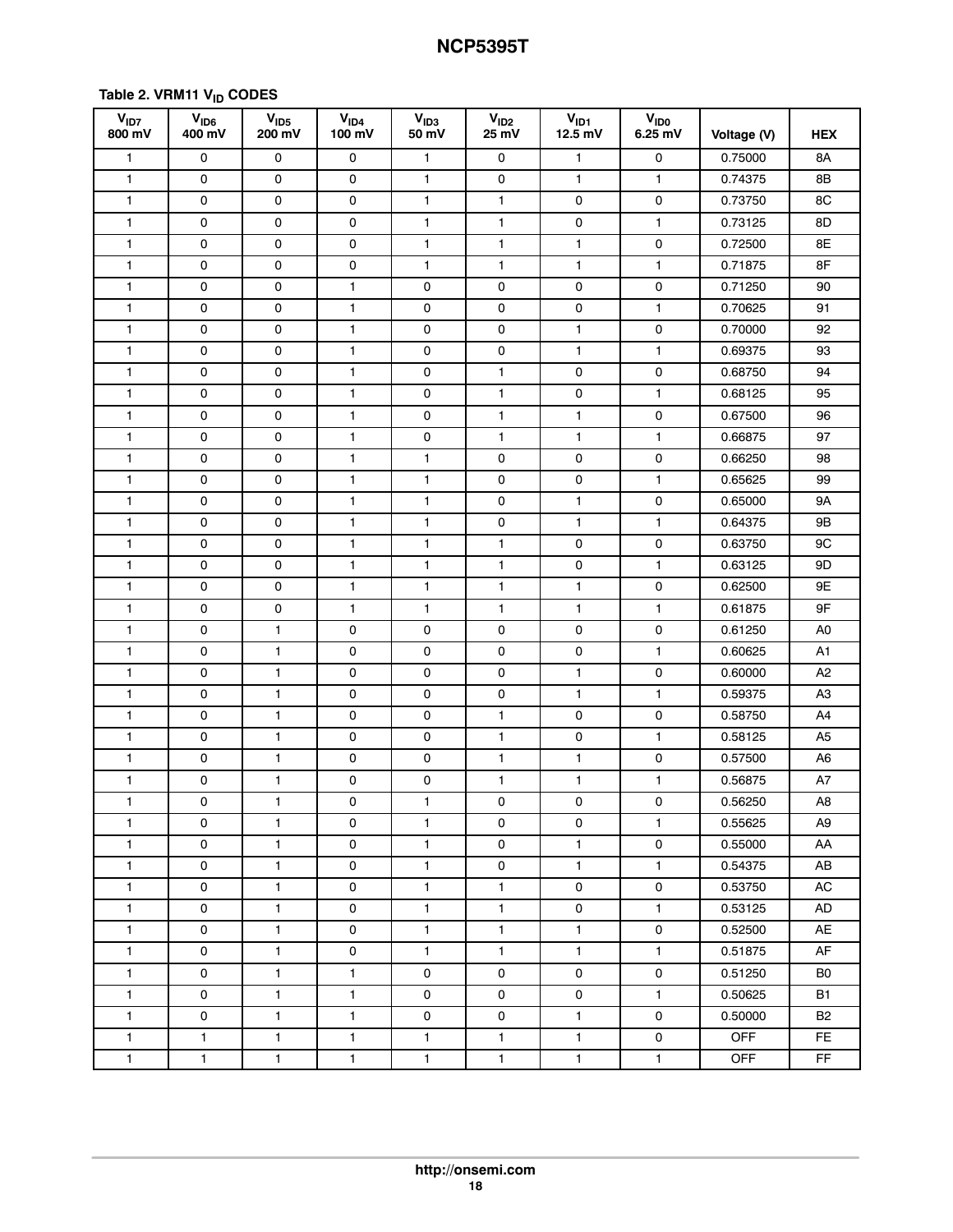**Table 2. VRM11 $V_{ID}$ CODES**

| $V_{ID7}$ 800 mV | $V_{ID6}$ 400 mV | $V_{ID5}$ 200 mV | $V_{ID4}$ 100 mV | $V_{ID3}$ 50 mV | $V_{ID2}$ 25 mV | $V_{ID1}$ 12.5 mV | $V_{ID0}$ 6.25 mV | Voltage (V) | HEX |
|---|---|---|---|---|---|---|---|---|---|
| 1 | 0 | 0 | 0 | 1 | 0 | 1 | 0 | 0.75000 | 8A |
| 1 | 0 | 0 | 0 | 1 | 0 | 1 | 1 | 0.74375 | 8B |
| 1 | 0 | 0 | 0 | 1 | 1 | 0 | 0 | 0.73750 | 8C |
| 1 | 0 | 0 | 0 | 1 | 1 | 0 | 1 | 0.73125 | 8D |
| 1 | 0 | 0 | 0 | 1 | 1 | 1 | 0 | 0.72500 | 8E |
| 1 | 0 | 0 | 0 | 1 | 1 | 1 | 1 | 0.71875 | 8F |
| 1 | 0 | 0 | 1 | 0 | 0 | 0 | 0 | 0.71250 | 90 |
| 1 | 0 | 0 | 1 | 0 | 0 | 0 | 1 | 0.70625 | 91 |
| 1 | 0 | 0 | 1 | 0 | 0 | 1 | 0 | 0.70000 | 92 |
| 1 | 0 | 0 | 1 | 0 | 0 | 1 | 1 | 0.69375 | 93 |
| 1 | 0 | 0 | 1 | 0 | 1 | 0 | 0 | 0.68750 | 94 |
| 1 | 0 | 0 | 1 | 0 | 1 | 0 | 1 | 0.68125 | 95 |
| 1 | 0 | 0 | 1 | 0 | 1 | 1 | 0 | 0.67500 | 96 |
| 1 | 0 | 0 | 1 | 0 | 1 | 1 | 1 | 0.66875 | 97 |
| 1 | 0 | 0 | 1 | 1 | 0 | 0 | 0 | 0.66250 | 98 |
| 1 | 0 | 0 | 1 | 1 | 0 | 0 | 1 | 0.65625 | 99 |
| 1 | 0 | 0 | 1 | 1 | 0 | 1 | 0 | 0.65000 | 9A |
| 1 | 0 | 0 | 1 | 1 | 0 | 1 | 1 | 0.64375 | 9B |
| 1 | 0 | 0 | 1 | 1 | 1 | 0 | 0 | 0.63750 | 9C |
| 1 | 0 | 0 | 1 | 1 | 1 | 0 | 1 | 0.63125 | 9D |
| 1 | 0 | 0 | 1 | 1 | 1 | 1 | 0 | 0.62500 | 9E |
| 1 | 0 | 0 | 1 | 1 | 1 | 1 | 1 | 0.61875 | 9F |
| 1 | 0 | 1 | 0 | 0 | 0 | 0 | 0 | 0.61250 | A0 |
| 1 | 0 | 1 | 0 | 0 | 0 | 0 | 1 | 0.60625 | A1 |
| 1 | 0 | 1 | 0 | 0 | 0 | 1 | 0 | 0.60000 | A2 |
| 1 | 0 | 1 | 0 | 0 | 0 | 1 | 1 | 0.59375 | A3 |
| 1 | 0 | 1 | 0 | 0 | 1 | 0 | 0 | 0.58750 | A4 |
| 1 | 0 | 1 | 0 | 0 | 1 | 0 | 1 | 0.58125 | A5 |
| 1 | 0 | 1 | 0 | 0 | 1 | 1 | 0 | 0.57500 | A6 |
| 1 | 0 | 1 | 0 | 0 | 1 | 1 | 1 | 0.56875 | A7 |
| 1 | 0 | 1 | 0 | 1 | 0 | 0 | 0 | 0.56250 | A8 |
| 1 | 0 | 1 | 0 | 1 | 0 | 0 | 1 | 0.55625 | A9 |
| 1 | 0 | 1 | 0 | 1 | 0 | 1 | 0 | 0.55000 | AA |
| 1 | 0 | 1 | 0 | 1 | 0 | 1 | 1 | 0.54375 | AB |
| 1 | 0 | 1 | 0 | 1 | 1 | 0 | 0 | 0.53750 | AC |
| 1 | 0 | 1 | 0 | 1 | 1 | 0 | 1 | 0.53125 | AD |
| 1 | 0 | 1 | 0 | 1 | 1 | 1 | 0 | 0.52500 | AE |
| 1 | 0 | 1 | 0 | 1 | 1 | 1 | 1 | 0.51875 | AF |
| 1 | 0 | 1 | 1 | 0 | 0 | 0 | 0 | 0.51250 | B0 |
| 1 | 0 | 1 | 1 | 0 | 0 | 0 | 1 | 0.50625 | B1 |
| 1 | 0 | 1 | 1 | 0 | 0 | 1 | 0 | 0.50000 | B2 |
| 1 | 1 | 1 | 1 | 1 | 1 | 1 | 0 | OFF | FE |
| 1 | 1 | 1 | 1 | 1 | 1 | 1 | 1 | OFF | FF |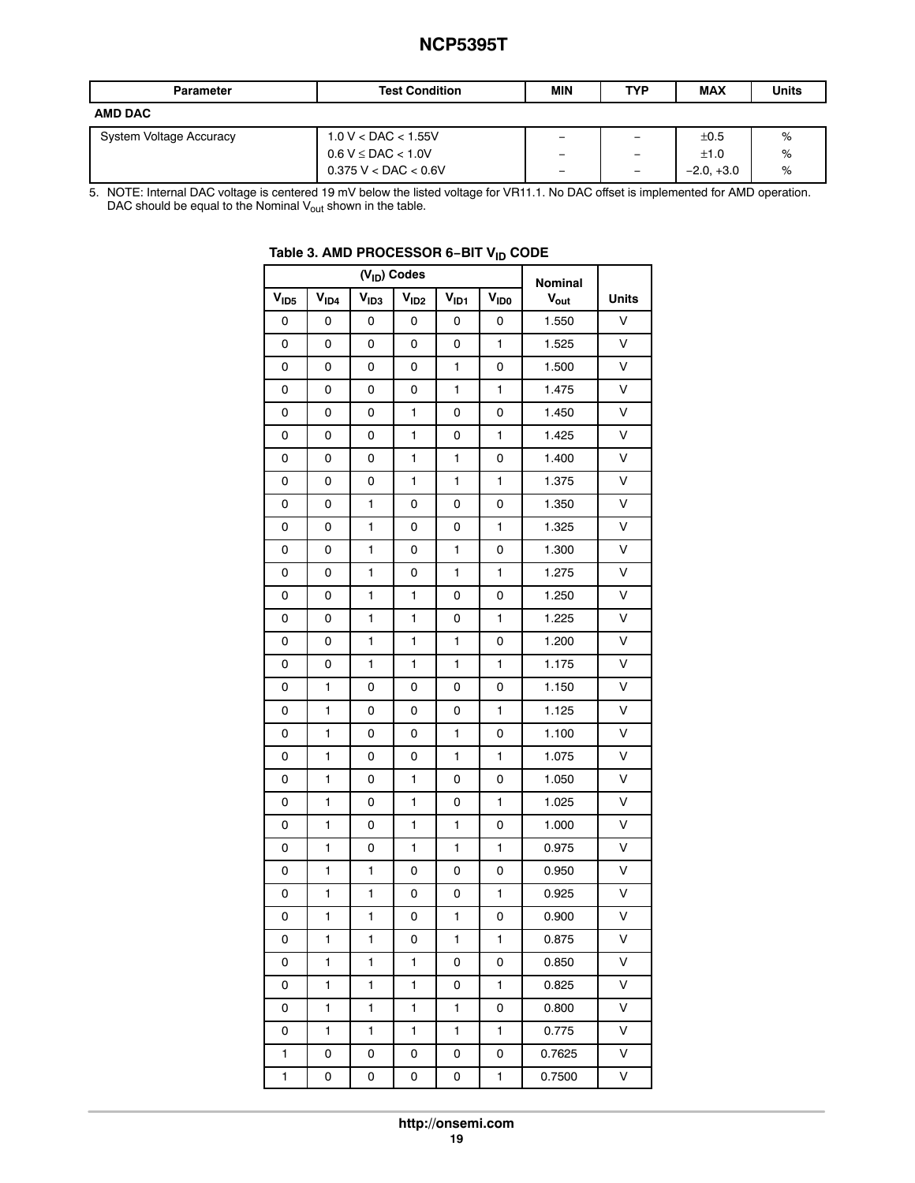| Parameter | Test Condition | MIN | TYP | MAX | Units |
|---|---|---|---|---|---|
| **AMD DAC** | | | | | |
| System Voltage Accuracy | 1.0 V < DAC < 1.55V | − | − | ±0.5 | % |
| | 0.6 V ≤ DAC < 1.0V | − | − | ±1.0 | % |
| | 0.375 V < DAC < 0.6V | − | − | −2.0, +3.0 | % |

5. NOTE: Internal DAC voltage is centered 19 mV below the listed voltage for VR11.1. No DAC offset is implemented for AMD operation. DAC should be equal to the Nominal $V_{out}$ shown in the table.

**Table 3. AMD PROCESSOR 6−BIT $V_{ID}$ CODE**

| ($V_{ID}$) Codes | | | | | | Nominal | Units |
|---|---|---|---|---|---|---|---|
| $V_{ID5}$ | $V_{ID4}$ | $V_{ID3}$ | $V_{ID2}$ | $V_{ID1}$ | $V_{ID0}$ | $V_{out}$ | |
| 0 | 0 | 0 | 0 | 0 | 0 | 1.550 | V |
| 0 | 0 | 0 | 0 | 0 | 1 | 1.525 | V |
| 0 | 0 | 0 | 0 | 1 | 0 | 1.500 | V |
| 0 | 0 | 0 | 0 | 1 | 1 | 1.475 | V |
| 0 | 0 | 0 | 1 | 0 | 0 | 1.450 | V |
| 0 | 0 | 0 | 1 | 0 | 1 | 1.425 | V |
| 0 | 0 | 0 | 1 | 1 | 0 | 1.400 | V |
| 0 | 0 | 0 | 1 | 1 | 1 | 1.375 | V |
| 0 | 0 | 1 | 0 | 0 | 0 | 1.350 | V |
| 0 | 0 | 1 | 0 | 0 | 1 | 1.325 | V |
| 0 | 0 | 1 | 0 | 1 | 0 | 1.300 | V |
| 0 | 0 | 1 | 0 | 1 | 1 | 1.275 | V |
| 0 | 0 | 1 | 1 | 0 | 0 | 1.250 | V |
| 0 | 0 | 1 | 1 | 0 | 1 | 1.225 | V |
| 0 | 0 | 1 | 1 | 1 | 0 | 1.200 | V |
| 0 | 0 | 1 | 1 | 1 | 1 | 1.175 | V |
| 0 | 1 | 0 | 0 | 0 | 0 | 1.150 | V |
| 0 | 1 | 0 | 0 | 0 | 1 | 1.125 | V |
| 0 | 1 | 0 | 0 | 1 | 0 | 1.100 | V |
| 0 | 1 | 0 | 0 | 1 | 1 | 1.075 | V |
| 0 | 1 | 0 | 1 | 0 | 0 | 1.050 | V |
| 0 | 1 | 0 | 1 | 0 | 1 | 1.025 | V |
| 0 | 1 | 0 | 1 | 1 | 0 | 1.000 | V |
| 0 | 1 | 0 | 1 | 1 | 1 | 0.975 | V |
| 0 | 1 | 1 | 0 | 0 | 0 | 0.950 | V |
| 0 | 1 | 1 | 0 | 0 | 1 | 0.925 | V |
| 0 | 1 | 1 | 0 | 1 | 0 | 0.900 | V |
| 0 | 1 | 1 | 0 | 1 | 1 | 0.875 | V |
| 0 | 1 | 1 | 1 | 0 | 0 | 0.850 | V |
| 0 | 1 | 1 | 1 | 0 | 1 | 0.825 | V |
| 0 | 1 | 1 | 1 | 1 | 0 | 0.800 | V |
| 0 | 1 | 1 | 1 | 1 | 1 | 0.775 | V |
| 1 | 0 | 0 | 0 | 0 | 0 | 0.7625 | V |
| 1 | 0 | 0 | 0 | 0 | 1 | 0.7500 | V |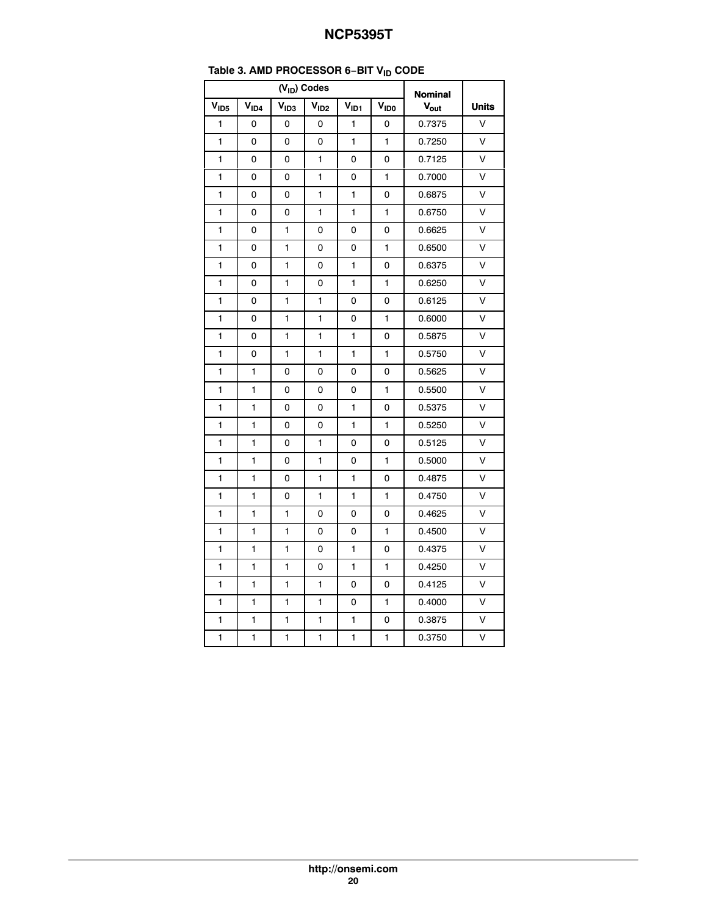**Table 3. AMD PROCESSOR 6−BIT $V_{ID}$ CODE**

| ($V_{ID}$) Codes | | | | | | Nominal | |
|---|---|---|---|---|---|---|---|
| $V_{ID5}$ | $V_{ID4}$ | $V_{ID3}$ | $V_{ID2}$ | $V_{ID1}$ | $V_{ID0}$ | $V_{out}$ | Units |
| 1 | 0 | 0 | 0 | 1 | 0 | 0.7375 | V |
| 1 | 0 | 0 | 0 | 1 | 1 | 0.7250 | V |
| 1 | 0 | 0 | 1 | 0 | 0 | 0.7125 | V |
| 1 | 0 | 0 | 1 | 0 | 1 | 0.7000 | V |
| 1 | 0 | 0 | 1 | 1 | 0 | 0.6875 | V |
| 1 | 0 | 0 | 1 | 1 | 1 | 0.6750 | V |
| 1 | 0 | 1 | 0 | 0 | 0 | 0.6625 | V |
| 1 | 0 | 1 | 0 | 0 | 1 | 0.6500 | V |
| 1 | 0 | 1 | 0 | 1 | 0 | 0.6375 | V |
| 1 | 0 | 1 | 0 | 1 | 1 | 0.6250 | V |
| 1 | 0 | 1 | 1 | 0 | 0 | 0.6125 | V |
| 1 | 0 | 1 | 1 | 0 | 1 | 0.6000 | V |
| 1 | 0 | 1 | 1 | 1 | 0 | 0.5875 | V |
| 1 | 0 | 1 | 1 | 1 | 1 | 0.5750 | V |
| 1 | 1 | 0 | 0 | 0 | 0 | 0.5625 | V |
| 1 | 1 | 0 | 0 | 0 | 1 | 0.5500 | V |
| 1 | 1 | 0 | 0 | 1 | 0 | 0.5375 | V |
| 1 | 1 | 0 | 0 | 1 | 1 | 0.5250 | V |
| 1 | 1 | 0 | 1 | 0 | 0 | 0.5125 | V |
| 1 | 1 | 0 | 1 | 0 | 1 | 0.5000 | V |
| 1 | 1 | 0 | 1 | 1 | 0 | 0.4875 | V |
| 1 | 1 | 0 | 1 | 1 | 1 | 0.4750 | V |
| 1 | 1 | 1 | 0 | 0 | 0 | 0.4625 | V |
| 1 | 1 | 1 | 0 | 0 | 1 | 0.4500 | V |
| 1 | 1 | 1 | 0 | 1 | 0 | 0.4375 | V |
| 1 | 1 | 1 | 0 | 1 | 1 | 0.4250 | V |
| 1 | 1 | 1 | 1 | 0 | 0 | 0.4125 | V |
| 1 | 1 | 1 | 1 | 0 | 1 | 0.4000 | V |
| 1 | 1 | 1 | 1 | 1 | 0 | 0.3875 | V |
| 1 | 1 | 1 | 1 | 1 | 1 | 0.3750 | V |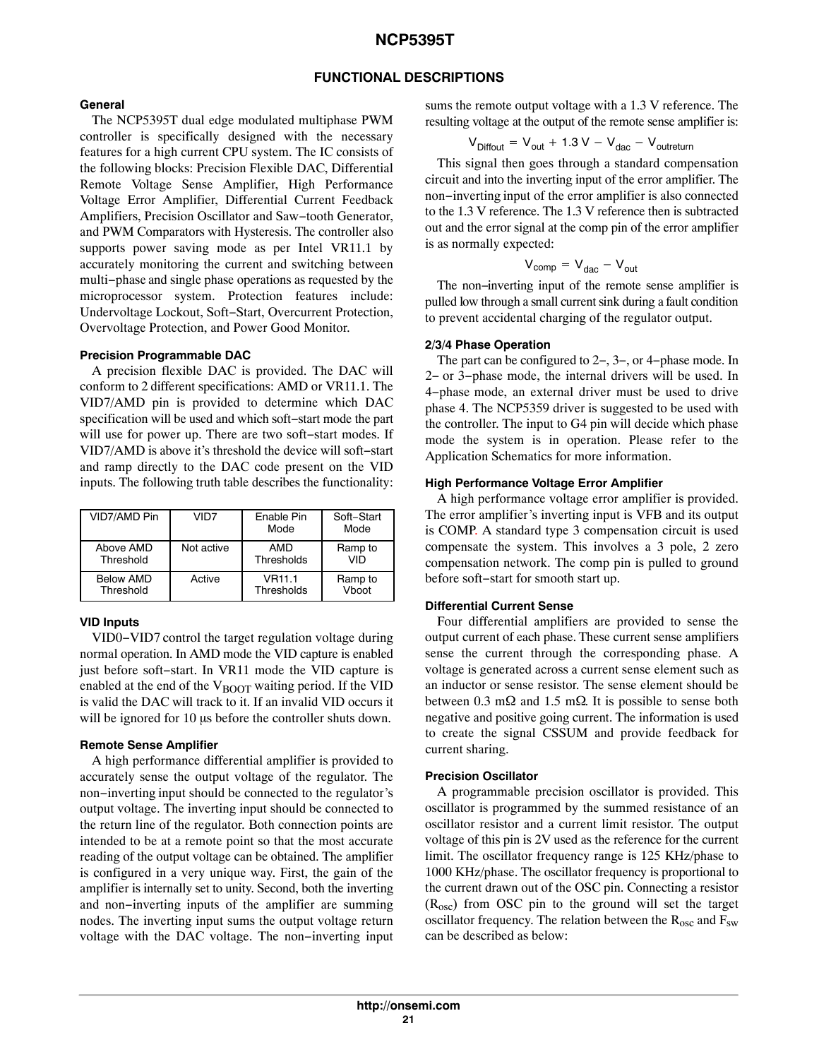## FUNCTIONAL DESCRIPTIONS

### General

The NCP5395T dual edge modulated multiphase PWM controller is specifically designed with the necessary features for a high current CPU system. The IC consists of the following blocks: Precision Flexible DAC, Differential Remote Voltage Sense Amplifier, High Performance Voltage Error Amplifier, Differential Current Feedback Amplifiers, Precision Oscillator and Saw−tooth Generator, and PWM Comparators with Hysteresis. The controller also supports power saving mode as per Intel VR11.1 by accurately monitoring the current and switching between multi−phase and single phase operations as requested by the microprocessor system. Protection features include: Undervoltage Lockout, Soft−Start, Overcurrent Protection, Overvoltage Protection, and Power Good Monitor.

### Precision Programmable DAC

A precision flexible DAC is provided. The DAC will conform to 2 different specifications: AMD or VR11.1. The VID7/AMD pin is provided to determine which DAC specification will be used and which soft−start mode the part will use for power up. There are two soft−start modes. If VID7/AMD is above it's threshold the device will soft−start and ramp directly to the DAC code present on the VID inputs. The following truth table describes the functionality:

| VID7/AMD Pin | VID7 | Enable Pin Mode | Soft−Start Mode |
|---|---|---|---|
| Above AMD Threshold | Not active | AMD Thresholds | Ramp to VID |
| Below AMD Threshold | Active | VR11.1 Thresholds | Ramp to Vboot |

### VID Inputs

VID0−VID7 control the target regulation voltage during normal operation. In AMD mode the VID capture is enabled just before soft−start. In VR11 mode the VID capture is enabled at the end of the $V_{BOOT}$ waiting period. If the VID is valid the DAC will track to it. If an invalid VID occurs it will be ignored for 10 μs before the controller shuts down.

### Remote Sense Amplifier

A high performance differential amplifier is provided to accurately sense the output voltage of the regulator. The non−inverting input should be connected to the regulator's output voltage. The inverting input should be connected to the return line of the regulator. Both connection points are intended to be at a remote point so that the most accurate reading of the output voltage can be obtained. The amplifier is configured in a very unique way. First, the gain of the amplifier is internally set to unity. Second, both the inverting and non−inverting inputs of the amplifier are summing nodes. The inverting input sums the output voltage return voltage with the DAC voltage. The non−inverting input sums the remote output voltage with a 1.3 V reference. The resulting voltage at the output of the remote sense amplifier is:

$$V_{Diffout} = V_{out} + 1.3\,V - V_{dac} - V_{outreturn}$$

This signal then goes through a standard compensation circuit and into the inverting input of the error amplifier. The non−inverting input of the error amplifier is also connected to the 1.3 V reference. The 1.3 V reference then is subtracted out and the error signal at the comp pin of the error amplifier is as normally expected:

$$V_{comp} = V_{dac} - V_{out}$$

The non−inverting input of the remote sense amplifier is pulled low through a small current sink during a fault condition to prevent accidental charging of the regulator output.

### 2/3/4 Phase Operation

The part can be configured to 2−, 3−, or 4−phase mode. In 2− or 3−phase mode, the internal drivers will be used. In 4−phase mode, an external driver must be used to drive phase 4. The NCP5359 driver is suggested to be used with the controller. The input to G4 pin will decide which phase mode the system is in operation. Please refer to the Application Schematics for more information.

### High Performance Voltage Error Amplifier

A high performance voltage error amplifier is provided. The error amplifier's inverting input is VFB and its output is COMP. A standard type 3 compensation circuit is used compensate the system. This involves a 3 pole, 2 zero compensation network. The comp pin is pulled to ground before soft−start for smooth start up.

### Differential Current Sense

Four differential amplifiers are provided to sense the output current of each phase. These current sense amplifiers sense the current through the corresponding phase. A voltage is generated across a current sense element such as an inductor or sense resistor. The sense element should be between 0.3 mΩ and 1.5 mΩ. It is possible to sense both negative and positive going current. The information is used to create the signal CSSUM and provide feedback for current sharing.

### Precision Oscillator

A programmable precision oscillator is provided. This oscillator is programmed by the summed resistance of an oscillator resistor and a current limit resistor. The output voltage of this pin is 2V used as the reference for the current limit. The oscillator frequency range is 125 KHz/phase to 1000 KHz/phase. The oscillator frequency is proportional to the current drawn out of the OSC pin. Connecting a resistor ($R_{osc}$) from OSC pin to the ground will set the target oscillator frequency. The relation between the $R_{osc}$ and $F_{sw}$ can be described as below: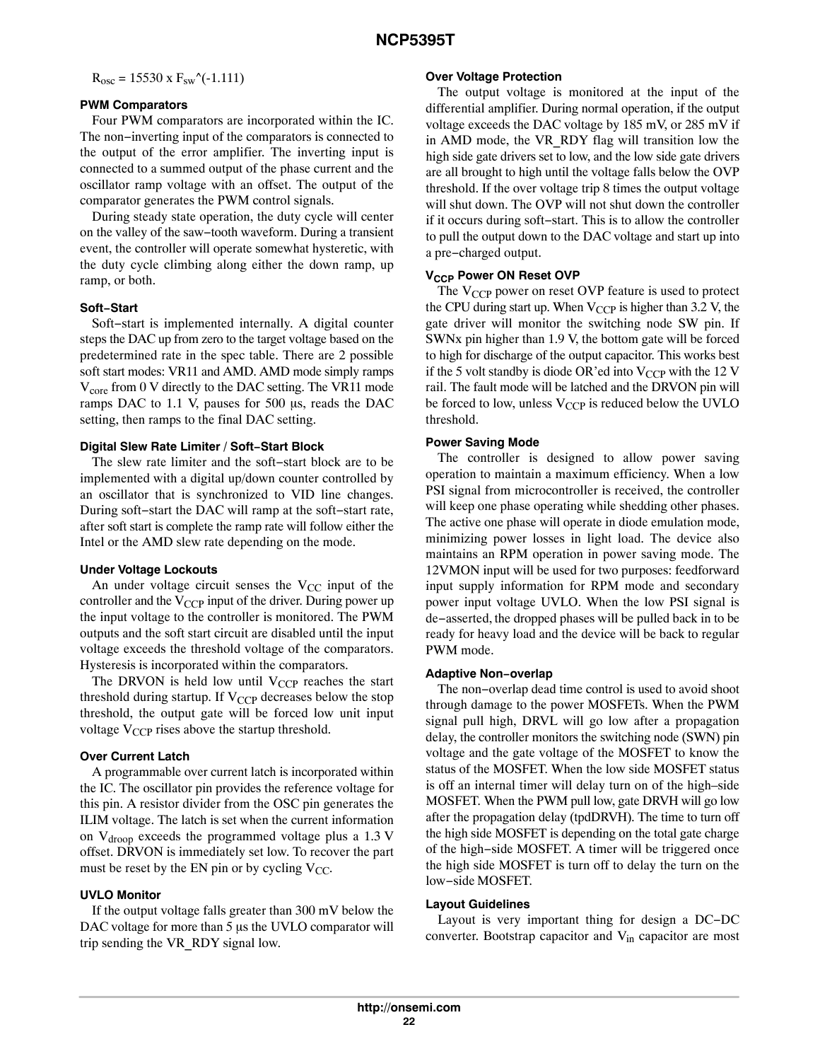$R_{osc} = 15530 \times F_{sw}$^(-1.111)

### PWM Comparators

Four PWM comparators are incorporated within the IC. The non−inverting input of the comparators is connected to the output of the error amplifier. The inverting input is connected to a summed output of the phase current and the oscillator ramp voltage with an offset. The output of the comparator generates the PWM control signals.

During steady state operation, the duty cycle will center on the valley of the saw−tooth waveform. During a transient event, the controller will operate somewhat hysteretic, with the duty cycle climbing along either the down ramp, up ramp, or both.

### Soft−Start

Soft−start is implemented internally. A digital counter steps the DAC up from zero to the target voltage based on the predetermined rate in the spec table. There are 2 possible soft start modes: VR11 and AMD. AMD mode simply ramps $V_{core}$ from 0 V directly to the DAC setting. The VR11 mode ramps DAC to 1.1 V, pauses for 500 μs, reads the DAC setting, then ramps to the final DAC setting.

### Digital Slew Rate Limiter / Soft−Start Block

The slew rate limiter and the soft−start block are to be implemented with a digital up/down counter controlled by an oscillator that is synchronized to VID line changes. During soft−start the DAC will ramp at the soft−start rate, after soft start is complete the ramp rate will follow either the Intel or the AMD slew rate depending on the mode.

### Under Voltage Lockouts

An under voltage circuit senses the $V_{CC}$ input of the controller and the $V_{CCP}$ input of the driver. During power up the input voltage to the controller is monitored. The PWM outputs and the soft start circuit are disabled until the input voltage exceeds the threshold voltage of the comparators. Hysteresis is incorporated within the comparators.

The DRVON is held low until $V_{CCP}$ reaches the start threshold during startup. If $V_{CCP}$ decreases below the stop threshold, the output gate will be forced low unit input voltage $V_{CCP}$ rises above the startup threshold.

### Over Current Latch

A programmable over current latch is incorporated within the IC. The oscillator pin provides the reference voltage for this pin. A resistor divider from the OSC pin generates the ILIM voltage. The latch is set when the current information on $V_{droop}$ exceeds the programmed voltage plus a 1.3 V offset. DRVON is immediately set low. To recover the part must be reset by the EN pin or by cycling $V_{CC}$.

### UVLO Monitor

If the output voltage falls greater than 300 mV below the DAC voltage for more than 5 μs the UVLO comparator will trip sending the VR_RDY signal low.

### Over Voltage Protection

The output voltage is monitored at the input of the differential amplifier. During normal operation, if the output voltage exceeds the DAC voltage by 185 mV, or 285 mV if in AMD mode, the VR_RDY flag will transition low the high side gate drivers set to low, and the low side gate drivers are all brought to high until the voltage falls below the OVP threshold. If the over voltage trip 8 times the output voltage will shut down. The OVP will not shut down the controller if it occurs during soft−start. This is to allow the controller to pull the output down to the DAC voltage and start up into a pre−charged output.

### $V_{CCP}$ Power ON Reset OVP

The $V_{CCP}$ power on reset OVP feature is used to protect the CPU during start up. When $V_{CCP}$ is higher than 3.2 V, the gate driver will monitor the switching node SW pin. If SWNx pin higher than 1.9 V, the bottom gate will be forced to high for discharge of the output capacitor. This works best if the 5 volt standby is diode OR'ed into $V_{CCP}$ with the 12 V rail. The fault mode will be latched and the DRVON pin will be forced to low, unless $V_{CCP}$ is reduced below the UVLO threshold.

### Power Saving Mode

The controller is designed to allow power saving operation to maintain a maximum efficiency. When a low PSI signal from microcontroller is received, the controller will keep one phase operating while shedding other phases. The active one phase will operate in diode emulation mode, minimizing power losses in light load. The device also maintains an RPM operation in power saving mode. The 12VMON input will be used for two purposes: feedforward input supply information for RPM mode and secondary power input voltage UVLO. When the low PSI signal is de−asserted, the dropped phases will be pulled back in to be ready for heavy load and the device will be back to regular PWM mode.

### Adaptive Non−overlap

The non−overlap dead time control is used to avoid shoot through damage to the power MOSFETs. When the PWM signal pull high, DRVL will go low after a propagation delay, the controller monitors the switching node (SWN) pin voltage and the gate voltage of the MOSFET to know the status of the MOSFET. When the low side MOSFET status is off an internal timer will delay turn on of the high–side MOSFET. When the PWM pull low, gate DRVH will go low after the propagation delay (tpdDRVH). The time to turn off the high side MOSFET is depending on the total gate charge of the high−side MOSFET. A timer will be triggered once the high side MOSFET is turn off to delay the turn on the low−side MOSFET.

### Layout Guidelines

Layout is very important thing for design a DC−DC converter. Bootstrap capacitor and $V_{in}$ capacitor are most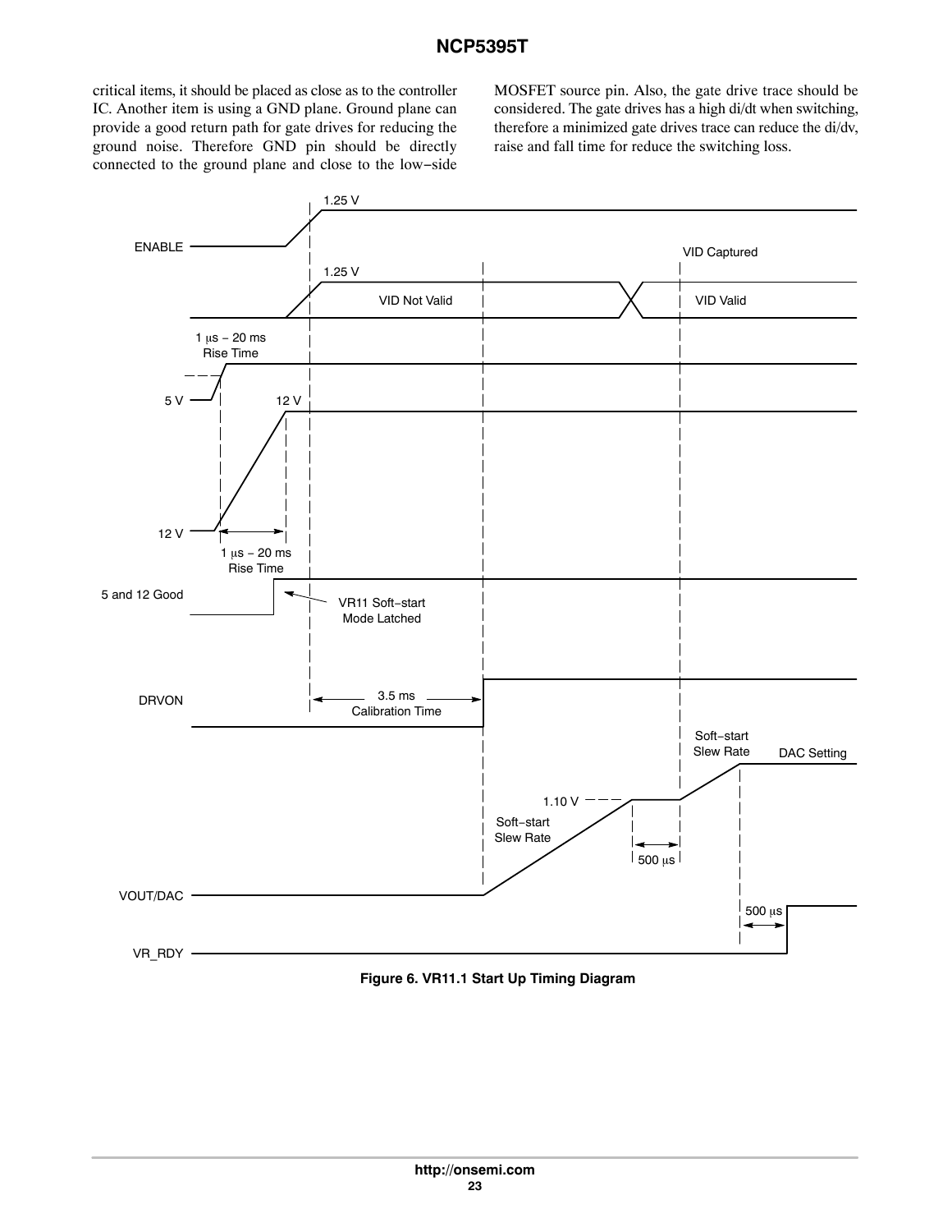critical items, it should be placed as close as to the controller IC. Another item is using a GND plane. Ground plane can provide a good return path for gate drives for reducing the ground noise. Therefore GND pin should be directly connected to the ground plane and close to the low−side MOSFET source pin. Also, the gate drive trace should be considered. The gate drives has a high di/dt when switching, therefore a minimized gate drives trace can reduce the di/dv, raise and fall time for reduce the switching loss.

**Figure 6. VR11.1 Start Up Timing Diagram**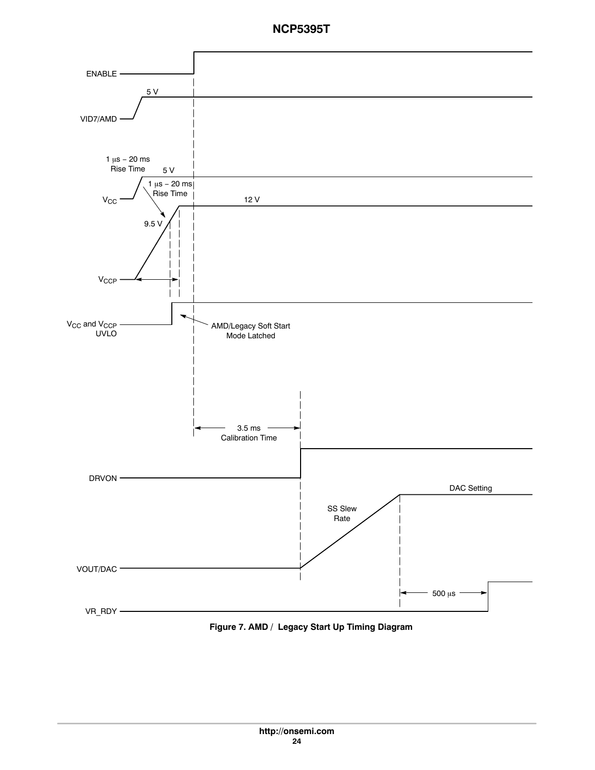ENABLE

VID7/AMD

5 V

1 μs − 20 ms
Rise Time

5 V

$V_{CC}$

1 μs − 20 ms
Rise Time

12 V

9.5 V

$V_{CCP}$

$V_{CC}$ and $V_{CCP}$
UVLO

AMD/Legacy Soft Start
Mode Latched

3.5 ms
Calibration Time

DRVON

DAC Setting

SS Slew
Rate

VOUT/DAC

500 μs

VR_RDY

**Figure 7. AMD / Legacy Start Up Timing Diagram**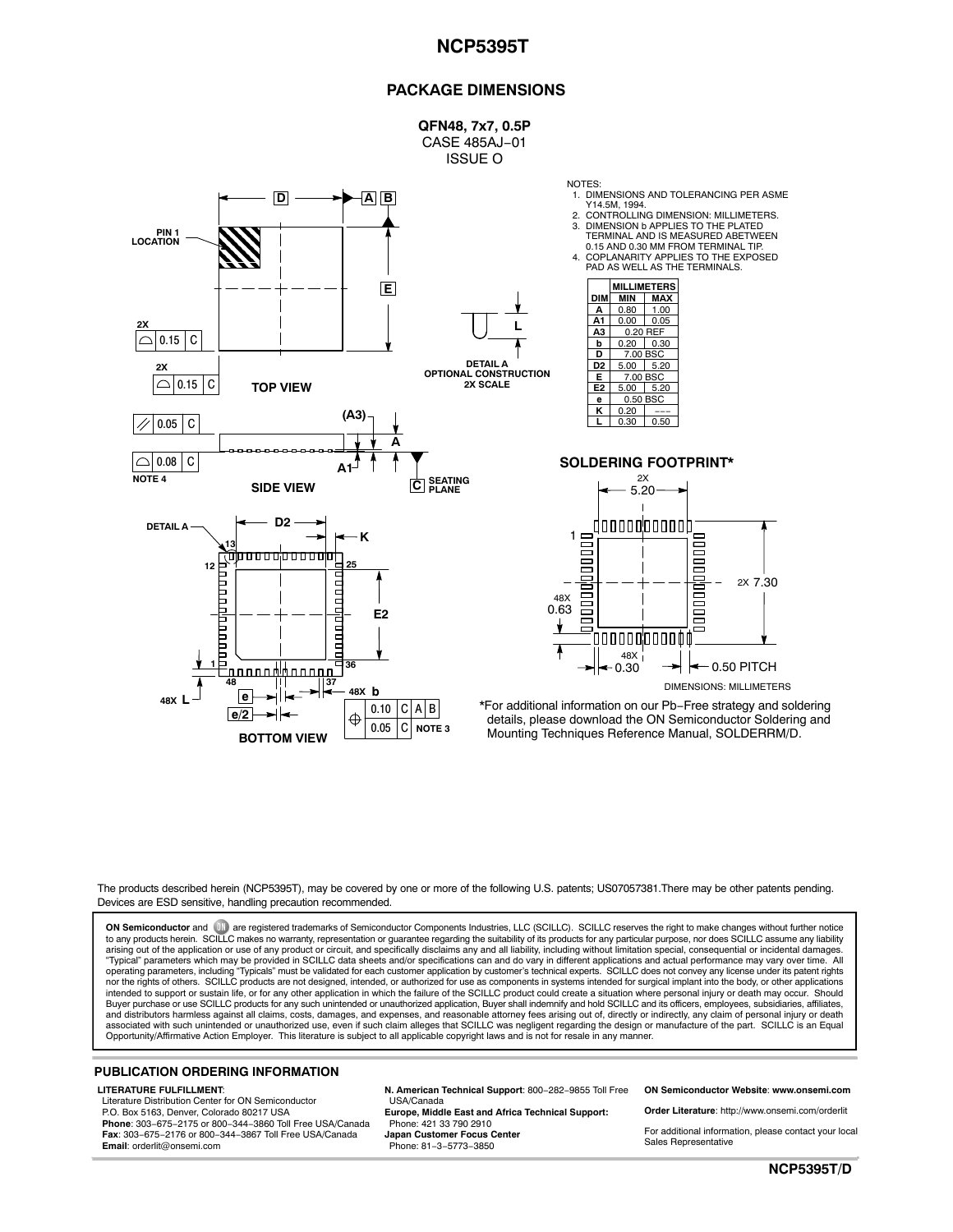## PACKAGE DIMENSIONS

**QFN48, 7x7, 0.5P**
CASE 485AJ−01
ISSUE O

NOTES:
1. DIMENSIONS AND TOLERANCING PER ASME Y14.5M, 1994.
2. CONTROLLING DIMENSION: MILLIMETERS.
3. DIMENSION b APPLIES TO THE PLATED TERMINAL AND IS MEASURED ABETWEEN 0.15 AND 0.30 MM FROM TERMINAL TIP.
4. COPLANARITY APPLIES TO THE EXPOSED PAD AS WELL AS THE TERMINALS.

| DIM | MILLIMETERS MIN | MILLIMETERS MAX |
|---|---|---|
| A | 0.80 | 1.00 |
| A1 | 0.00 | 0.05 |
| A3 | 0.20 REF | |
| b | 0.20 | 0.30 |
| D | 7.00 BSC | |
| D2 | 5.00 | 5.20 |
| E | 7.00 BSC | |
| E2 | 5.00 | 5.20 |
| e | 0.50 BSC | |
| K | 0.20 | −−− |
| L | 0.30 | 0.50 |

TOP VIEW

PIN 1 LOCATION

D A B E

2X 0.15 C

2X 0.15 C

DETAIL A
OPTIONAL CONSTRUCTION
2X SCALE

L

SIDE VIEW

0.05 C

0.08 C

NOTE 4

(A3) A A1

C SEATING PLANE

BOTTOM VIEW

DETAIL A

D2 K

13 12 25 1 36 48 37

E2

48X L

e

e/2

48X b

0.10 C A B

0.05 C NOTE 3

**SOLDERING FOOTPRINT***

2X 5.20

1

2X 7.30

48X 0.63

48X 0.30

0.50 PITCH

DIMENSIONS: MILLIMETERS

*For additional information on our Pb−Free strategy and soldering details, please download the ON Semiconductor Soldering and Mounting Techniques Reference Manual, SOLDERRM/D.

The products described herein (NCP5395T), may be covered by one or more of the following U.S. patents; US07057381.There may be other patents pending. Devices are ESD sensitive, handling precaution recommended.

**ON Semiconductor** and are registered trademarks of Semiconductor Components Industries, LLC (SCILLC). SCILLC reserves the right to make changes without further notice to any products herein. SCILLC makes no warranty, representation or guarantee regarding the suitability of its products for any particular purpose, nor does SCILLC assume any liability arising out of the application or use of any product or circuit, and specifically disclaims any and all liability, including without limitation special, consequential or incidental damages. "Typical" parameters which may be provided in SCILLC data sheets and/or specifications can and do vary in different applications and actual performance may vary over time. All operating parameters, including "Typicals" must be validated for each customer application by customer's technical experts. SCILLC does not convey any license under its patent rights nor the rights of others. SCILLC products are not designed, intended, or authorized for use as components in systems intended for surgical implant into the body, or other applications intended to support or sustain life, or for any other application in which the failure of the SCILLC product could create a situation where personal injury or death may occur. Should Buyer purchase or use SCILLC products for any such unintended or unauthorized application, Buyer shall indemnify and hold SCILLC and its officers, employees, subsidiaries, affiliates, and distributors harmless against all claims, costs, damages, and expenses, and reasonable attorney fees arising out of, directly or indirectly, any claim of personal injury or death associated with such unintended or unauthorized use, even if such claim alleges that SCILLC was negligent regarding the design or manufacture of the part. SCILLC is an Equal Opportunity/Affirmative Action Employer. This literature is subject to all applicable copyright laws and is not for resale in any manner.

### PUBLICATION ORDERING INFORMATION

**LITERATURE FULFILLMENT**:
Literature Distribution Center for ON Semiconductor
P.O. Box 5163, Denver, Colorado 80217 USA
**Phone**: 303−675−2175 or 800−344−3860 Toll Free USA/Canada
**Fax**: 303−675−2176 or 800−344−3867 Toll Free USA/Canada
**Email**: orderlit@onsemi.com

**N. American Technical Support**: 800−282−9855 Toll Free USA/Canada
**Europe, Middle East and Africa Technical Support:**
Phone: 421 33 790 2910
**Japan Customer Focus Center**
Phone: 81−3−5773−3850

**ON Semiconductor Website**: **www.onsemi.com**

**Order Literature**: http://www.onsemi.com/orderlit

For additional information, please contact your local Sales Representative

**NCP5395T/D**